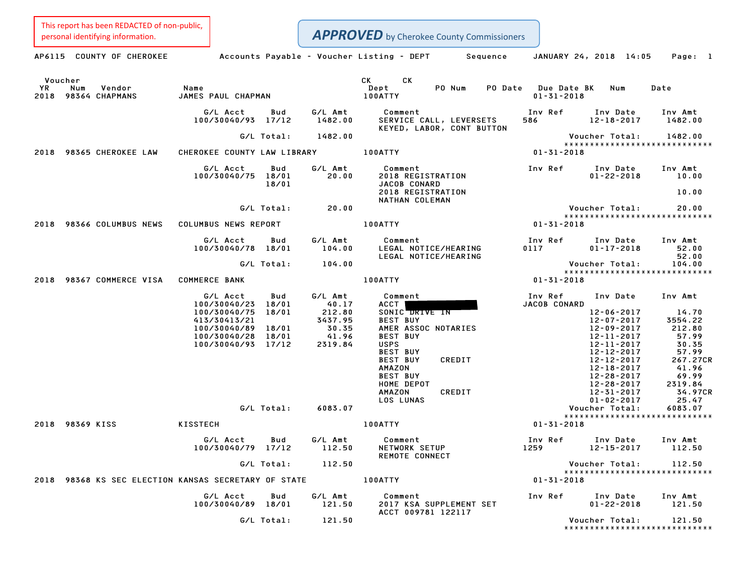This report has been REDACTED of non-public, personal identifying information.

***APPROVED*** by Cherokee County Commissioners

AP6115 COUNTY OF CHEROKEE — Accounts Payable - Voucher Listing - DEPT Sequence — JANUARY 24, 2018 14:05

| Voucher YR | Num | Vendor | Name | CK Dept | PO Num | PO Date | Due Date | CK BK | CK Num | Date |
|---|---|---|---|---|---|---|---|---|---|---|
| 2018 | 98364 | CHAPMANS | JAMES PAUL CHAPMAN | 100ATTY | | | 01-31-2018 | | | |

| G/L Acct | Bud | G/L Amt | Comment | Inv Ref | Inv Date | Inv Amt |
|---|---|---|---|---|---|---|
| 100/30040/93 | 17/12 | 1482.00 | SERVICE CALL, LEVERSETS KEYED, LABOR, CONT BUTTON | 586 | 12-18-2017 | 1482.00 |
| G/L Total: | | 1482.00 | | | Voucher Total: | 1482.00 |

| Voucher YR | Num | Vendor | Name | CK Dept | Due Date |
|---|---|---|---|---|---|
| 2018 | 98365 | CHEROKEE LAW | CHEROKEE COUNTY LAW LIBRARY | 100ATTY | 01-31-2018 |

| G/L Acct | Bud | G/L Amt | Comment | Inv Ref | Inv Date | Inv Amt |
|---|---|---|---|---|---|---|
| 100/30040/75 | 18/01 | 20.00 | 2018 REGISTRATION JACOB CONARD | | 01-22-2018 | 10.00 |
| | 18/01 | | 2018 REGISTRATION NATHAN COLEMAN | | | 10.00 |
| G/L Total: | | 20.00 | | | Voucher Total: | 20.00 |

| Voucher YR | Num | Vendor | Name | CK Dept | Due Date |
|---|---|---|---|---|---|
| 2018 | 98366 | COLUMBUS NEWS | COLUMBUS NEWS REPORT | 100ATTY | 01-31-2018 |

| G/L Acct | Bud | G/L Amt | Comment | Inv Ref | Inv Date | Inv Amt |
|---|---|---|---|---|---|---|
| 100/30040/78 | 18/01 | 104.00 | LEGAL NOTICE/HEARING | 0117 | 01-17-2018 | 52.00 |
| | | | LEGAL NOTICE/HEARING | | | 52.00 |
| G/L Total: | | 104.00 | | | Voucher Total: | 104.00 |

| Voucher YR | Num | Vendor | Name | CK Dept | Due Date |
|---|---|---|---|---|---|
| 2018 | 98367 | COMMERCE VISA | COMMERCE BANK | 100ATTY | 01-31-2018 |

| G/L Acct | Bud | G/L Amt | Comment | Inv Ref | Inv Date | Inv Amt |
|---|---|---|---|---|---|---|
| 100/30040/23 | 18/01 | 40.17 | ACCT [REDACTED] | JACOB CONARD | | |
| 100/30040/75 | 18/01 | 212.80 | SONIC DRIVE IN | | 12-06-2017 | 14.70 |
| 413/30413/21 | | 3437.95 | BEST BUY | | 12-07-2017 | 3554.22 |
| 100/30040/89 | 18/01 | 30.35 | AMER ASSOC NOTARIES | | 12-09-2017 | 212.80 |
| 100/30040/28 | 18/01 | 41.96 | BEST BUY | | 12-11-2017 | 57.99 |
| 100/30040/93 | 17/12 | 2319.84 | USPS | | 12-11-2017 | 30.35 |
| | | | BEST BUY | | 12-12-2017 | 57.99 |
| | | | BEST BUY CREDIT | | 12-12-2017 | 267.27CR |
| | | | AMAZON | | 12-18-2017 | 41.96 |
| | | | BEST BUY | | 12-28-2017 | 69.99 |
| | | | HOME DEPOT | | 12-28-2017 | 2319.84 |
| | | | AMAZON CREDIT | | 12-31-2017 | 34.97CR |
| | | | LOS LUNAS | | 01-02-2017 | 25.47 |
| G/L Total: | | 6083.07 | | | Voucher Total: | 6083.07 |

| Voucher YR | Num | Vendor | Name | CK Dept | Due Date |
|---|---|---|---|---|---|
| 2018 | 98369 | KISS | KISSTECH | 100ATTY | 01-31-2018 |

| G/L Acct | Bud | G/L Amt | Comment | Inv Ref | Inv Date | Inv Amt |
|---|---|---|---|---|---|---|
| 100/30040/79 | 17/12 | 112.50 | NETWORK SETUP REMOTE CONNECT | 1259 | 12-15-2017 | 112.50 |
| G/L Total: | | 112.50 | | | Voucher Total: | 112.50 |

| Voucher YR | Num | Vendor | Name | CK Dept | Due Date |
|---|---|---|---|---|---|
| 2018 | 98368 | KS SEC ELECTION | KANSAS SECRETARY OF STATE | 100ATTY | 01-31-2018 |

| G/L Acct | Bud | G/L Amt | Comment | Inv Ref | Inv Date | Inv Amt |
|---|---|---|---|---|---|---|
| 100/30040/89 | 18/01 | 121.50 | 2017 KSA SUPPLEMENT SET ACCT 009781 122117 | | 01-22-2018 | 121.50 |
| G/L Total: | | 121.50 | | | Voucher Total: | 121.50 |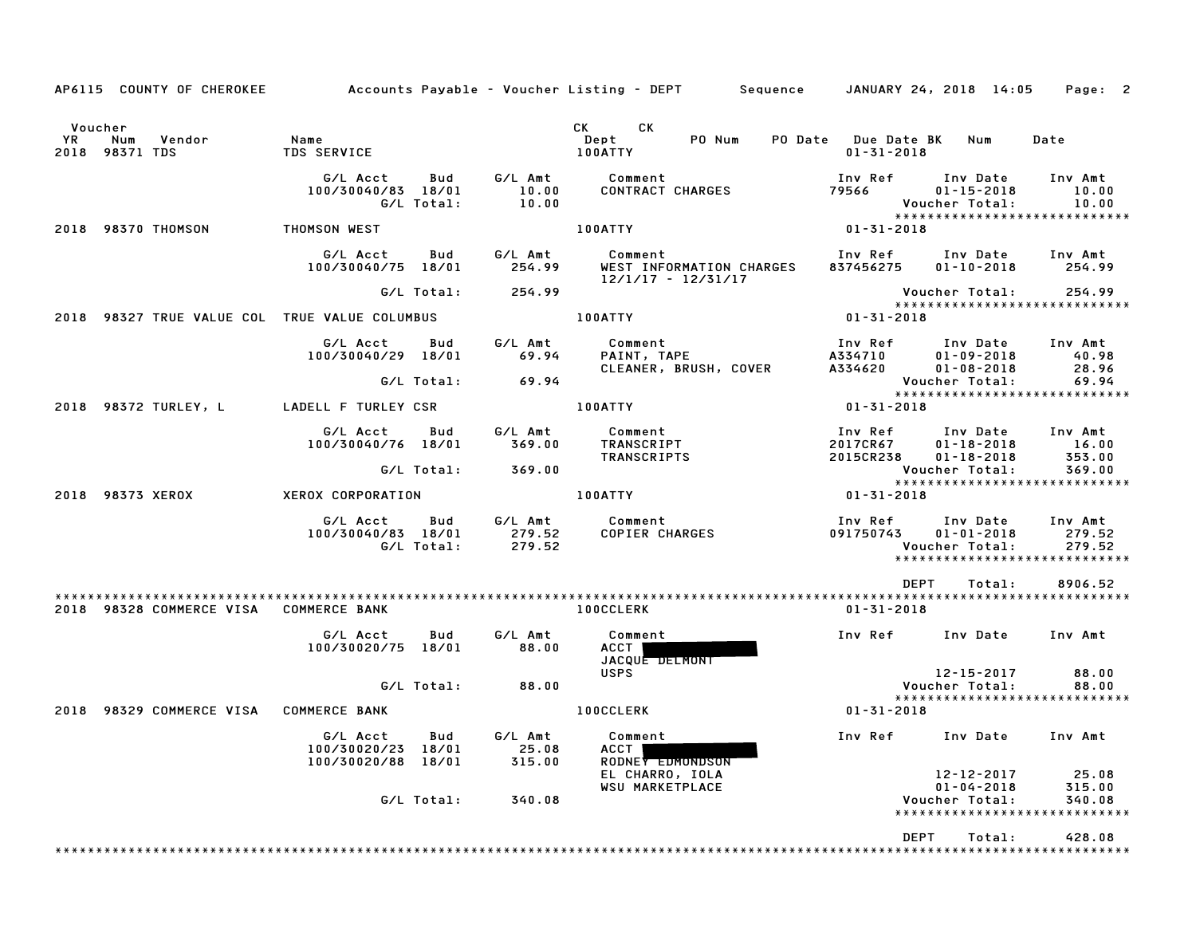AP6115 COUNTY OF CHEROKEE — Accounts Payable - Voucher Listing - DEPT — Sequence — JANUARY 24, 2018 14:05

| Voucher YR | Num | Vendor | Name | CK Dept | CK | PO Num | PO Date | Due Date | BK | Num | Date |
|---|---|---|---|---|---|---|---|---|---|---|---|
| 2018 | 98371 | TDS | TDS SERVICE | 100ATTY | | | | 01-31-2018 | | | |

| G/L Acct | Bud | G/L Amt | Comment | Inv Ref | Inv Date | Inv Amt |
|---|---|---|---|---|---|---|
| 100/30040/83 | 18/01 | 10.00 | CONTRACT CHARGES | 79566 | 01-15-2018 | 10.00 |
| | G/L Total: | 10.00 | | | Voucher Total: | 10.00 |

*****************************

2018 98370 THOMSON — THOMSON WEST — 100ATTY — 01-31-2018

| G/L Acct | Bud | G/L Amt | Comment | Inv Ref | Inv Date | Inv Amt |
|---|---|---|---|---|---|---|
| 100/30040/75 | 18/01 | 254.99 | WEST INFORMATION CHARGES 12/1/17 - 12/31/17 | 837456275 | 01-10-2018 | 254.99 |
| | G/L Total: | 254.99 | | | Voucher Total: | 254.99 |

*****************************

2018 98327 TRUE VALUE COL — TRUE VALUE COLUMBUS — 100ATTY — 01-31-2018

| G/L Acct | Bud | G/L Amt | Comment | Inv Ref | Inv Date | Inv Amt |
|---|---|---|---|---|---|---|
| 100/30040/29 | 18/01 | 69.94 | PAINT, TAPE | A334710 | 01-09-2018 | 40.98 |
| | | | CLEANER, BRUSH, COVER | A334620 | 01-08-2018 | 28.96 |
| | G/L Total: | 69.94 | | | Voucher Total: | 69.94 |

*****************************

2018 98372 TURLEY, L — LADELL F TURLEY CSR — 100ATTY — 01-31-2018

| G/L Acct | Bud | G/L Amt | Comment | Inv Ref | Inv Date | Inv Amt |
|---|---|---|---|---|---|---|
| 100/30040/76 | 18/01 | 369.00 | TRANSCRIPT | 2017CR67 | 01-18-2018 | 16.00 |
| | | | TRANSCRIPTS | 2015CR238 | 01-18-2018 | 353.00 |
| | G/L Total: | 369.00 | | | Voucher Total: | 369.00 |

*****************************

2018 98373 XEROX — XEROX CORPORATION — 100ATTY — 01-31-2018

| G/L Acct | Bud | G/L Amt | Comment | Inv Ref | Inv Date | Inv Amt |
|---|---|---|---|---|---|---|
| 100/30040/83 | 18/01 | 279.52 | COPIER CHARGES | 091750743 | 01-01-2018 | 279.52 |
| | G/L Total: | 279.52 | | | Voucher Total: | 279.52 |

*****************************

DEPT Total: 8906.52

*****************************

2018 98328 COMMERCE VISA — COMMERCE BANK — 100CCLERK — 01-31-2018

| G/L Acct | Bud | G/L Amt | Comment | Inv Ref | Inv Date | Inv Amt |
|---|---|---|---|---|---|---|
| 100/30020/75 | 18/01 | 88.00 | ACCT [REDACTED] JACQUE DELMONT | | | |
| | | | USPS | | 12-15-2017 | 88.00 |
| | G/L Total: | 88.00 | | | Voucher Total: | 88.00 |

*****************************

2018 98329 COMMERCE VISA — COMMERCE BANK — 100CCLERK — 01-31-2018

| G/L Acct | Bud | G/L Amt | Comment | Inv Ref | Inv Date | Inv Amt |
|---|---|---|---|---|---|---|
| 100/30020/23 | 18/01 | 25.08 | ACCT [REDACTED] | | | |
| 100/30020/88 | 18/01 | 315.00 | RODNEY EDMONDSON | | | |
| | | | EL CHARRO, IOLA | | 12-12-2017 | 25.08 |
| | | | WSU MARKETPLACE | | 01-04-2018 | 315.00 |
| | G/L Total: | 340.08 | | | Voucher Total: | 340.08 |

*****************************

DEPT Total: 428.08

*****************************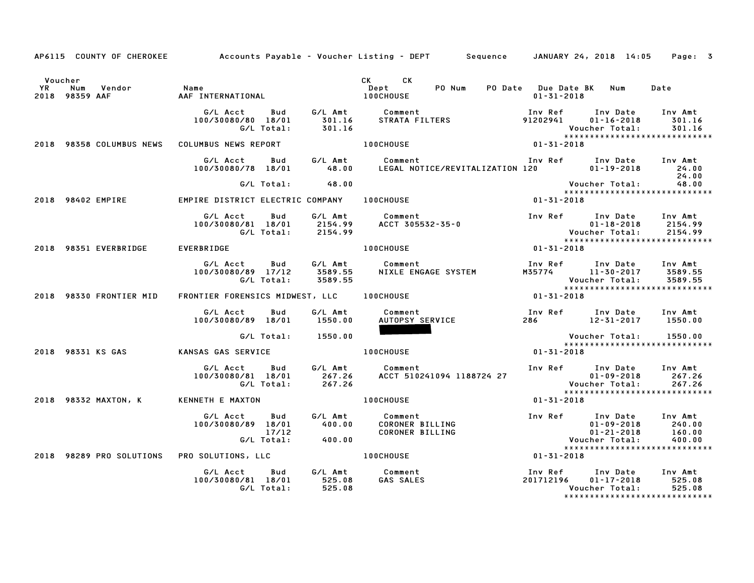AP6115 COUNTY OF CHEROKEE — Accounts Payable - Voucher Listing - DEPT — Sequence — JANUARY 24, 2018 14:05

| Voucher YR | Num | Vendor | Name | CK Dept | CK | PO Num | PO Date | Due Date BK | Num | Date |
|---|---|---|---|---|---|---|---|---|---|---|
| 2018 | 98359 | AAF | AAF INTERNATIONAL | 100CHOUSE | | | | 01-31-2018 | | |

| G/L Acct | Bud | G/L Amt | Comment | Inv Ref | Inv Date | Inv Amt |
|---|---|---|---|---|---|---|
| 100/30080/80 | 18/01 | 301.16 | STRATA FILTERS | 91202941 | 01-16-2018 | 301.16 |
| | G/L Total: | 301.16 | | | Voucher Total: | 301.16 |

*****************************

| Voucher YR | Num | Vendor | Name | CK Dept | Due Date |
|---|---|---|---|---|---|
| 2018 | 98358 | COLUMBUS NEWS | COLUMBUS NEWS REPORT | 100CHOUSE | 01-31-2018 |

| G/L Acct | Bud | G/L Amt | Comment | Inv Ref | Inv Date | Inv Amt |
|---|---|---|---|---|---|---|
| 100/30080/78 | 18/01 | 48.00 | LEGAL NOTICE/REVITALIZATION | 120 | 01-19-2018 | 24.00 |
| | | | | | | 24.00 |
| | G/L Total: | 48.00 | | | Voucher Total: | 48.00 |

*****************************

| Voucher YR | Num | Vendor | Name | CK Dept | Due Date |
|---|---|---|---|---|---|
| 2018 | 98402 | EMPIRE | EMPIRE DISTRICT ELECTRIC COMPANY | 100CHOUSE | 01-31-2018 |

| G/L Acct | Bud | G/L Amt | Comment | Inv Ref | Inv Date | Inv Amt |
|---|---|---|---|---|---|---|
| 100/30080/81 | 18/01 | 2154.99 | ACCT 305532-35-0 | | 01-18-2018 | 2154.99 |
| | G/L Total: | 2154.99 | | | Voucher Total: | 2154.99 |

*****************************

| Voucher YR | Num | Vendor | Name | CK Dept | Due Date |
|---|---|---|---|---|---|
| 2018 | 98351 | EVERBRIDGE | EVERBRIDGE | 100CHOUSE | 01-31-2018 |

| G/L Acct | Bud | G/L Amt | Comment | Inv Ref | Inv Date | Inv Amt |
|---|---|---|---|---|---|---|
| 100/30080/89 | 17/12 | 3589.55 | NIXLE ENGAGE SYSTEM | M35774 | 11-30-2017 | 3589.55 |
| | G/L Total: | 3589.55 | | | Voucher Total: | 3589.55 |

*****************************

| Voucher YR | Num | Vendor | Name | CK Dept | Due Date |
|---|---|---|---|---|---|
| 2018 | 98330 | FRONTIER MID | FRONTIER FORENSICS MIDWEST, LLC | 100CHOUSE | 01-31-2018 |

| G/L Acct | Bud | G/L Amt | Comment | Inv Ref | Inv Date | Inv Amt |
|---|---|---|---|---|---|---|
| 100/30080/89 | 18/01 | 1550.00 | AUTOPSY SERVICE | 286 | 12-31-2017 | 1550.00 |
| | G/L Total: | 1550.00 | | | Voucher Total: | 1550.00 |

*****************************

| Voucher YR | Num | Vendor | Name | CK Dept | Due Date |
|---|---|---|---|---|---|
| 2018 | 98331 | KS GAS | KANSAS GAS SERVICE | 100CHOUSE | 01-31-2018 |

| G/L Acct | Bud | G/L Amt | Comment | Inv Ref | Inv Date | Inv Amt |
|---|---|---|---|---|---|---|
| 100/30080/81 | 18/01 | 267.26 | ACCT 510241094 1188724 27 | | 01-09-2018 | 267.26 |
| | G/L Total: | 267.26 | | | Voucher Total: | 267.26 |

*****************************

| Voucher YR | Num | Vendor | Name | CK Dept | Due Date |
|---|---|---|---|---|---|
| 2018 | 98332 | MAXTON, K | KENNETH E MAXTON | 100CHOUSE | 01-31-2018 |

| G/L Acct | Bud | G/L Amt | Comment | Inv Ref | Inv Date | Inv Amt |
|---|---|---|---|---|---|---|
| 100/30080/89 | 18/01 | 400.00 | CORONER BILLING | | 01-09-2018 | 240.00 |
| | 17/12 | | CORONER BILLING | | 01-21-2018 | 160.00 |
| | G/L Total: | 400.00 | | | Voucher Total: | 400.00 |

*****************************

| Voucher YR | Num | Vendor | Name | CK Dept | Due Date |
|---|---|---|---|---|---|
| 2018 | 98289 | PRO SOLUTIONS | PRO SOLUTIONS, LLC | 100CHOUSE | 01-31-2018 |

| G/L Acct | Bud | G/L Amt | Comment | Inv Ref | Inv Date | Inv Amt |
|---|---|---|---|---|---|---|
| 100/30080/81 | 18/01 | 525.08 | GAS SALES | 201712196 | 01-17-2018 | 525.08 |
| | G/L Total: | 525.08 | | | Voucher Total: | 525.08 |

*****************************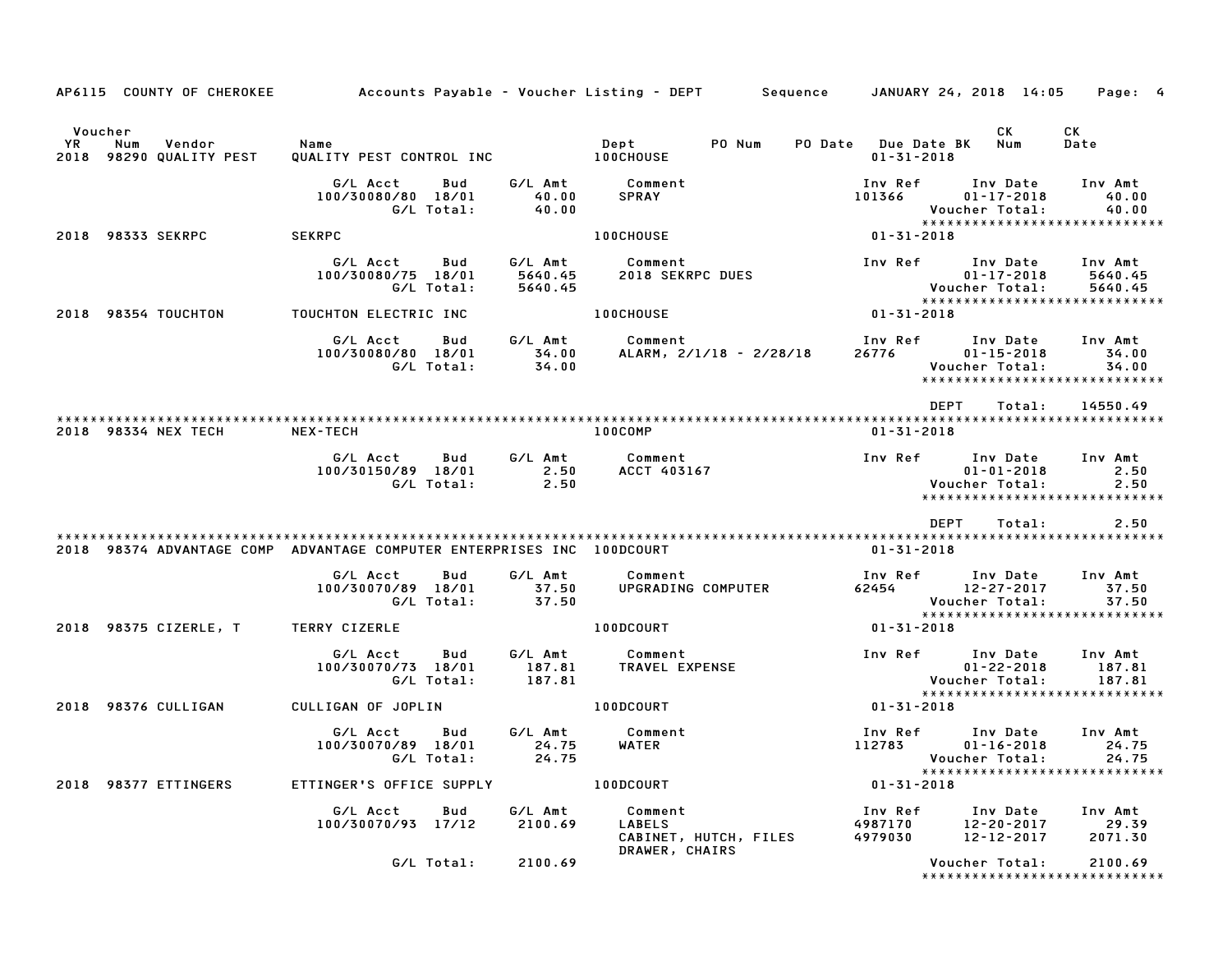AP6115 COUNTY OF CHEROKEE — Accounts Payable - Voucher Listing - DEPT — Sequence — JANUARY 24, 2018 14:05

| Voucher YR | Num | Vendor | Name | Dept | PO Num | PO Date | Due Date BK | CK Num | CK Date |
|---|---|---|---|---|---|---|---|---|---|
| 2018 | 98290 | QUALITY PEST | QUALITY PEST CONTROL INC | 100CHOUSE | | | 01-31-2018 | | |

| G/L Acct | Bud | G/L Amt | Comment | Inv Ref | Inv Date | Inv Amt |
|---|---|---|---|---|---|---|
| 100/30080/80 | 18/01 | 40.00 | SPRAY | 101366 | 01-17-2018 | 40.00 |
| | G/L Total: | 40.00 | | | Voucher Total: | 40.00 |

| Voucher YR | Num | Vendor | Name | Dept | Due Date BK |
|---|---|---|---|---|---|
| 2018 | 98333 | SEKRPC | SEKRPC | 100CHOUSE | 01-31-2018 |

| G/L Acct | Bud | G/L Amt | Comment | Inv Ref | Inv Date | Inv Amt |
|---|---|---|---|---|---|---|
| 100/30080/75 | 18/01 | 5640.45 | 2018 SEKRPC DUES | | 01-17-2018 | 5640.45 |
| | G/L Total: | 5640.45 | | | Voucher Total: | 5640.45 |

| Voucher YR | Num | Vendor | Name | Dept | Due Date BK |
|---|---|---|---|---|---|
| 2018 | 98354 | TOUCHTON | TOUCHTON ELECTRIC INC | 100CHOUSE | 01-31-2018 |

| G/L Acct | Bud | G/L Amt | Comment | Inv Ref | Inv Date | Inv Amt |
|---|---|---|---|---|---|---|
| 100/30080/80 | 18/01 | 34.00 | ALARM, 2/1/18 - 2/28/18 | 26776 | 01-15-2018 | 34.00 |
| | G/L Total: | 34.00 | | | Voucher Total: | 34.00 |

DEPT Total: 14550.49

| Voucher YR | Num | Vendor | Name | Dept | Due Date BK |
|---|---|---|---|---|---|
| 2018 | 98334 | NEX TECH | NEX-TECH | 100COMP | 01-31-2018 |

| G/L Acct | Bud | G/L Amt | Comment | Inv Ref | Inv Date | Inv Amt |
|---|---|---|---|---|---|---|
| 100/30150/89 | 18/01 | 2.50 | ACCT 403167 | | 01-01-2018 | 2.50 |
| | G/L Total: | 2.50 | | | Voucher Total: | 2.50 |

DEPT Total: 2.50

| Voucher YR | Num | Vendor | Name | Dept | Due Date BK |
|---|---|---|---|---|---|
| 2018 | 98374 | ADVANTAGE COMP | ADVANTAGE COMPUTER ENTERPRISES INC | 100DCOURT | 01-31-2018 |

| G/L Acct | Bud | G/L Amt | Comment | Inv Ref | Inv Date | Inv Amt |
|---|---|---|---|---|---|---|
| 100/30070/89 | 18/01 | 37.50 | UPGRADING COMPUTER | 62454 | 12-27-2017 | 37.50 |
| | G/L Total: | 37.50 | | | Voucher Total: | 37.50 |

| Voucher YR | Num | Vendor | Name | Dept | Due Date BK |
|---|---|---|---|---|---|
| 2018 | 98375 | CIZERLE, T | TERRY CIZERLE | 100DCOURT | 01-31-2018 |

| G/L Acct | Bud | G/L Amt | Comment | Inv Ref | Inv Date | Inv Amt |
|---|---|---|---|---|---|---|
| 100/30070/73 | 18/01 | 187.81 | TRAVEL EXPENSE | | 01-22-2018 | 187.81 |
| | G/L Total: | 187.81 | | | Voucher Total: | 187.81 |

| Voucher YR | Num | Vendor | Name | Dept | Due Date BK |
|---|---|---|---|---|---|
| 2018 | 98376 | CULLIGAN | CULLIGAN OF JOPLIN | 100DCOURT | 01-31-2018 |

| G/L Acct | Bud | G/L Amt | Comment | Inv Ref | Inv Date | Inv Amt |
|---|---|---|---|---|---|---|
| 100/30070/89 | 18/01 | 24.75 | WATER | 112783 | 01-16-2018 | 24.75 |
| | G/L Total: | 24.75 | | | Voucher Total: | 24.75 |

| Voucher YR | Num | Vendor | Name | Dept | Due Date BK |
|---|---|---|---|---|---|
| 2018 | 98377 | ETTINGERS | ETTINGER'S OFFICE SUPPLY | 100DCOURT | 01-31-2018 |

| G/L Acct | Bud | G/L Amt | Comment | Inv Ref | Inv Date | Inv Amt |
|---|---|---|---|---|---|---|
| 100/30070/93 | 17/12 | 2100.69 | LABELS | 4987170 | 12-20-2017 | 29.39 |
| | | | CABINET, HUTCH, FILES DRAWER, CHAIRS | 4979030 | 12-12-2017 | 2071.30 |
| | G/L Total: | 2100.69 | | | Voucher Total: | 2100.69 |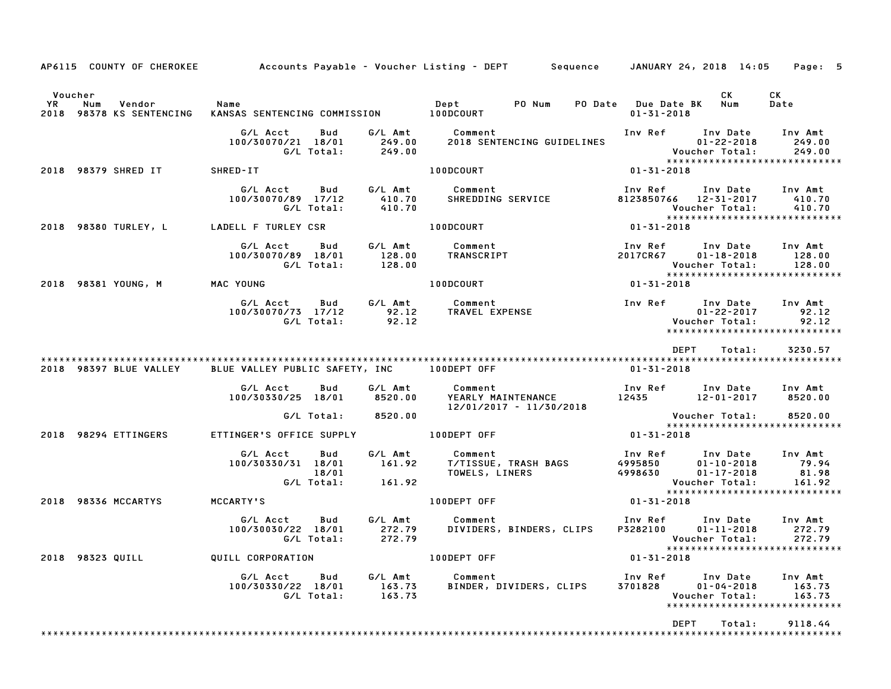AP6115 COUNTY OF CHEROKEE Accounts Payable - Voucher Listing - DEPT Sequence JANUARY 24, 2018 14:05

| Voucher YR | Num | Vendor | Name | Dept | PO Num | PO Date | Due Date BK | CK Num | CK Date |
|---|---|---|---|---|---|---|---|---|---|
| 2018 | 98378 | KS SENTENCING | KANSAS SENTENCING COMMISSION | 100DCOURT | | | 01-31-2018 | | |

| G/L Acct | Bud | G/L Amt | Comment | Inv Ref | Inv Date | Inv Amt |
|---|---|---|---|---|---|---|
| 100/30070/21 | 18/01 | 249.00 | 2018 SENTENCING GUIDELINES | | 01-22-2018 | 249.00 |
| | G/L Total: | 249.00 | | | Voucher Total: | 249.00 |

| Voucher YR | Num | Vendor | Name | Dept | Due Date |
|---|---|---|---|---|---|
| 2018 | 98379 | SHRED IT | SHRED-IT | 100DCOURT | 01-31-2018 |

| G/L Acct | Bud | G/L Amt | Comment | Inv Ref | Inv Date | Inv Amt |
|---|---|---|---|---|---|---|
| 100/30070/89 | 17/12 | 410.70 | SHREDDING SERVICE | 8123850766 | 12-31-2017 | 410.70 |
| | G/L Total: | 410.70 | | | Voucher Total: | 410.70 |

| Voucher YR | Num | Vendor | Name | Dept | Due Date |
|---|---|---|---|---|---|
| 2018 | 98380 | TURLEY, L | LADELL F TURLEY CSR | 100DCOURT | 01-31-2018 |

| G/L Acct | Bud | G/L Amt | Comment | Inv Ref | Inv Date | Inv Amt |
|---|---|---|---|---|---|---|
| 100/30070/89 | 18/01 | 128.00 | TRANSCRIPT | 2017CR67 | 01-18-2018 | 128.00 |
| | G/L Total: | 128.00 | | | Voucher Total: | 128.00 |

| Voucher YR | Num | Vendor | Name | Dept | Due Date |
|---|---|---|---|---|---|
| 2018 | 98381 | YOUNG, M | MAC YOUNG | 100DCOURT | 01-31-2018 |

| G/L Acct | Bud | G/L Amt | Comment | Inv Ref | Inv Date | Inv Amt |
|---|---|---|---|---|---|---|
| 100/30070/73 | 17/12 | 92.12 | TRAVEL EXPENSE | | 01-22-2017 | 92.12 |
| | G/L Total: | 92.12 | | | Voucher Total: | 92.12 |

DEPT Total: 3230.57

| Voucher YR | Num | Vendor | Name | Dept | Due Date |
|---|---|---|---|---|---|
| 2018 | 98397 | BLUE VALLEY | BLUE VALLEY PUBLIC SAFETY, INC | 100DEPT OFF | 01-31-2018 |

| G/L Acct | Bud | G/L Amt | Comment | Inv Ref | Inv Date | Inv Amt |
|---|---|---|---|---|---|---|
| 100/30330/25 | 18/01 | 8520.00 | YEARLY MAINTENANCE 12/01/2017 - 11/30/2018 | 12435 | 12-01-2017 | 8520.00 |
| | G/L Total: | 8520.00 | | | Voucher Total: | 8520.00 |

| Voucher YR | Num | Vendor | Name | Dept | Due Date |
|---|---|---|---|---|---|
| 2018 | 98294 | ETTINGERS | ETTINGER'S OFFICE SUPPLY | 100DEPT OFF | 01-31-2018 |

| G/L Acct | Bud | G/L Amt | Comment | Inv Ref | Inv Date | Inv Amt |
|---|---|---|---|---|---|---|
| 100/30330/31 | 18/01 | 161.92 | T/TISSUE, TRASH BAGS | 4995850 | 01-10-2018 | 79.94 |
| | 18/01 | | TOWELS, LINERS | 4998630 | 01-17-2018 | 81.98 |
| | G/L Total: | 161.92 | | | Voucher Total: | 161.92 |

| Voucher YR | Num | Vendor | Name | Dept | Due Date |
|---|---|---|---|---|---|
| 2018 | 98336 | MCCARTYS | MCCARTY'S | 100DEPT OFF | 01-31-2018 |

| G/L Acct | Bud | G/L Amt | Comment | Inv Ref | Inv Date | Inv Amt |
|---|---|---|---|---|---|---|
| 100/30030/22 | 18/01 | 272.79 | DIVIDERS, BINDERS, CLIPS | P3282100 | 01-11-2018 | 272.79 |
| | G/L Total: | 272.79 | | | Voucher Total: | 272.79 |

| Voucher YR | Num | Vendor | Name | Dept | Due Date |
|---|---|---|---|---|---|
| 2018 | 98323 | QUILL | QUILL CORPORATION | 100DEPT OFF | 01-31-2018 |

| G/L Acct | Bud | G/L Amt | Comment | Inv Ref | Inv Date | Inv Amt |
|---|---|---|---|---|---|---|
| 100/30330/22 | 18/01 | 163.73 | BINDER, DIVIDERS, CLIPS | 3701828 | 01-04-2018 | 163.73 |
| | G/L Total: | 163.73 | | | Voucher Total: | 163.73 |

DEPT Total: 9118.44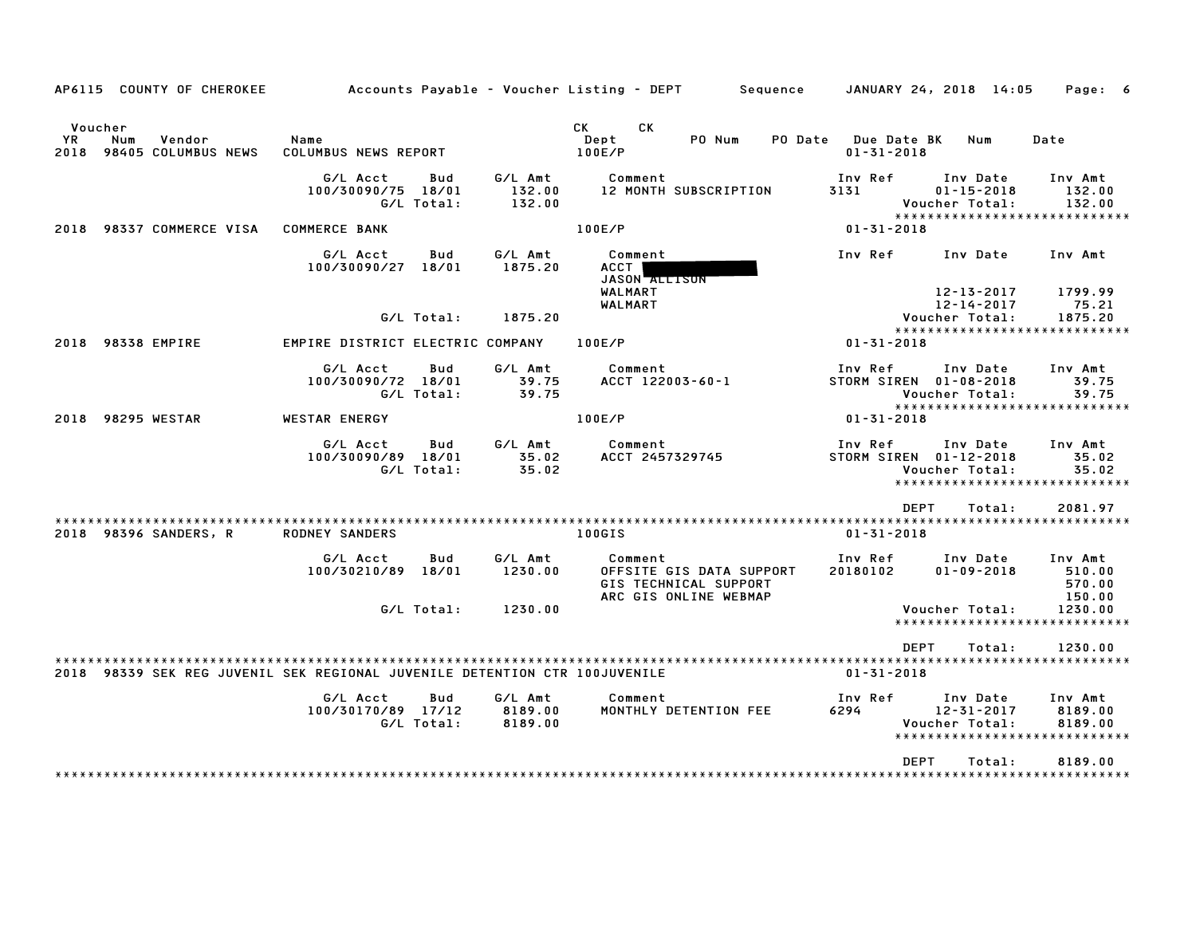AP6115 COUNTY OF CHEROKEE — Accounts Payable - Voucher Listing - DEPT — Sequence — JANUARY 24, 2018 14:05

| Voucher YR | Num | Vendor | Name | CK Dept | CK | PO Num | PO Date | Due Date | BK | Num | Date |
|---|---|---|---|---|---|---|---|---|---|---|---|
| 2018 | 98405 | COLUMBUS NEWS | COLUMBUS NEWS REPORT | 100E/P | | | | 01-31-2018 | | | |

| G/L Acct | Bud | G/L Amt | Comment | Inv Ref | Inv Date | Inv Amt |
|---|---|---|---|---|---|---|
| 100/30090/75 | 18/01 | 132.00 | 12 MONTH SUBSCRIPTION | 3131 | 01-15-2018 | 132.00 |
| | G/L Total: | 132.00 | | | Voucher Total: | 132.00 |

*****************************

2018 98337 COMMERCE VISA — COMMERCE BANK — 100E/P — 01-31-2018

| G/L Acct | Bud | G/L Amt | Comment | Inv Ref | Inv Date | Inv Amt |
|---|---|---|---|---|---|---|
| 100/30090/27 | 18/01 | 1875.20 | ACCT [REDACTED] | | | |
| | | | JASON ALLISON | | | |
| | | | WALMART | | 12-13-2017 | 1799.99 |
| | | | WALMART | | 12-14-2017 | 75.21 |
| | G/L Total: | 1875.20 | | | Voucher Total: | 1875.20 |

*****************************

2018 98338 EMPIRE — EMPIRE DISTRICT ELECTRIC COMPANY — 100E/P — 01-31-2018

| G/L Acct | Bud | G/L Amt | Comment | Inv Ref | Inv Date | Inv Amt |
|---|---|---|---|---|---|---|
| 100/30090/72 | 18/01 | 39.75 | ACCT 122003-60-1 | STORM SIREN | 01-08-2018 | 39.75 |
| | G/L Total: | 39.75 | | | Voucher Total: | 39.75 |

*****************************

2018 98295 WESTAR — WESTAR ENERGY — 100E/P — 01-31-2018

| G/L Acct | Bud | G/L Amt | Comment | Inv Ref | Inv Date | Inv Amt |
|---|---|---|---|---|---|---|
| 100/30090/89 | 18/01 | 35.02 | ACCT 2457329745 | STORM SIREN | 01-12-2018 | 35.02 |
| | G/L Total: | 35.02 | | | Voucher Total: | 35.02 |

*****************************

DEPT Total: 2081.97

*****************************

2018 98396 SANDERS, R — RODNEY SANDERS — 100GIS — 01-31-2018

| G/L Acct | Bud | G/L Amt | Comment | Inv Ref | Inv Date | Inv Amt |
|---|---|---|---|---|---|---|
| 100/30210/89 | 18/01 | 1230.00 | OFFSITE GIS DATA SUPPORT | 20180102 | 01-09-2018 | 510.00 |
| | | | GIS TECHNICAL SUPPORT | | | 570.00 |
| | | | ARC GIS ONLINE WEBMAP | | | 150.00 |
| | G/L Total: | 1230.00 | | | Voucher Total: | 1230.00 |

*****************************

DEPT Total: 1230.00

*****************************

2018 98339 SEK REG JUVENIL — SEK REGIONAL JUVENILE DETENTION CTR — 100JUVENILE — 01-31-2018

| G/L Acct | Bud | G/L Amt | Comment | Inv Ref | Inv Date | Inv Amt |
|---|---|---|---|---|---|---|
| 100/30170/89 | 17/12 | 8189.00 | MONTHLY DETENTION FEE | 6294 | 12-31-2017 | 8189.00 |
| | G/L Total: | 8189.00 | | | Voucher Total: | 8189.00 |

*****************************

DEPT Total: 8189.00

*****************************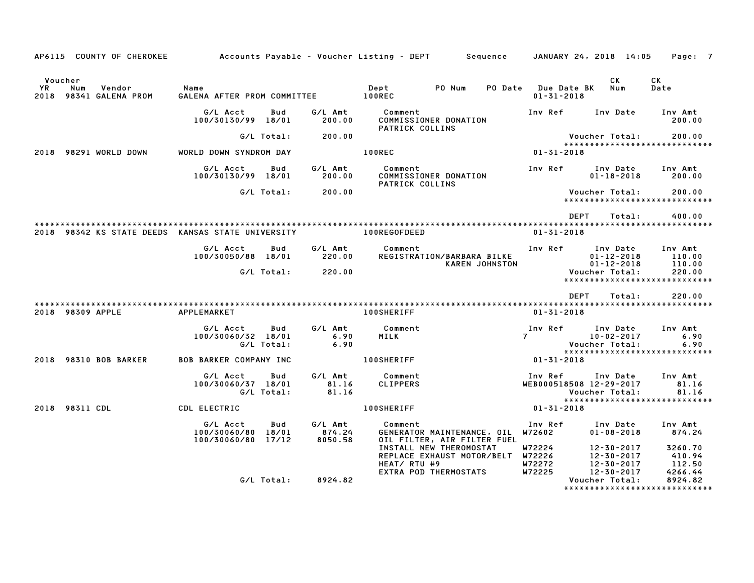AP6115 COUNTY OF CHEROKEE — Accounts Payable - Voucher Listing - DEPT — Sequence — JANUARY 24, 2018 14:05

| Voucher YR | Num | Vendor | Name | Dept | PO Num | PO Date | Due Date BK | CK Num | CK Date |
|---|---|---|---|---|---|---|---|---|---|
| 2018 | 98341 | GALENA PROM | GALENA AFTER PROM COMMITTEE | 100REC | | | 01-31-2018 | | |

| G/L Acct | Bud | G/L Amt | Comment | Inv Ref | Inv Date | Inv Amt |
|---|---|---|---|---|---|---|
| 100/30130/99 | 18/01 | 200.00 | COMMISSIONER DONATION PATRICK COLLINS | | | 200.00 |
| | G/L Total: | 200.00 | | | Voucher Total: | 200.00 |

****************************

| Voucher YR | Num | Vendor | Name | Dept | Due Date BK |
|---|---|---|---|---|---|
| 2018 | 98291 | WORLD DOWN | WORLD DOWN SYNDROM DAY | 100REC | 01-31-2018 |

| G/L Acct | Bud | G/L Amt | Comment | Inv Ref | Inv Date | Inv Amt |
|---|---|---|---|---|---|---|
| 100/30130/99 | 18/01 | 200.00 | COMMISSIONER DONATION PATRICK COLLINS | | 01-18-2018 | 200.00 |
| | G/L Total: | 200.00 | | | Voucher Total: | 200.00 |

****************************

DEPT Total: 400.00

****************************

| Voucher YR | Num | Vendor | Name | Dept | Due Date BK |
|---|---|---|---|---|---|
| 2018 | 98342 | KS STATE DEEDS | KANSAS STATE UNIVERSITY | 100REGOFDEED | 01-31-2018 |

| G/L Acct | Bud | G/L Amt | Comment | Inv Ref | Inv Date | Inv Amt |
|---|---|---|---|---|---|---|
| 100/30050/88 | 18/01 | 220.00 | REGISTRATION/BARBARA BILKE | | 01-12-2018 | 110.00 |
| | | | KAREN JOHNSTON | | 01-12-2018 | 110.00 |
| | G/L Total: | 220.00 | | | Voucher Total: | 220.00 |

****************************

DEPT Total: 220.00

****************************

| Voucher YR | Num | Vendor | Name | Dept | Due Date BK |
|---|---|---|---|---|---|
| 2018 | 98309 | APPLE | APPLEMARKET | 100SHERIFF | 01-31-2018 |

| G/L Acct | Bud | G/L Amt | Comment | Inv Ref | Inv Date | Inv Amt |
|---|---|---|---|---|---|---|
| 100/30060/32 | 18/01 | 6.90 | MILK | 7 | 10-02-2017 | 6.90 |
| | G/L Total: | 6.90 | | | Voucher Total: | 6.90 |

****************************

| Voucher YR | Num | Vendor | Name | Dept | Due Date BK |
|---|---|---|---|---|---|
| 2018 | 98310 | BOB BARKER | BOB BARKER COMPANY INC | 100SHERIFF | 01-31-2018 |

| G/L Acct | Bud | G/L Amt | Comment | Inv Ref | Inv Date | Inv Amt |
|---|---|---|---|---|---|---|
| 100/30060/37 | 18/01 | 81.16 | CLIPPERS | WEB000518508 | 12-29-2017 | 81.16 |
| | G/L Total: | 81.16 | | | Voucher Total: | 81.16 |

****************************

| Voucher YR | Num | Vendor | Name | Dept | Due Date BK |
|---|---|---|---|---|---|
| 2018 | 98311 | CDL | CDL ELECTRIC | 100SHERIFF | 01-31-2018 |

| G/L Acct | Bud | G/L Amt | Comment | Inv Ref | Inv Date | Inv Amt |
|---|---|---|---|---|---|---|
| 100/30060/80 | 18/01 | 874.24 | GENERATOR MAINTENANCE, OIL OIL FILTER, AIR FILTER FUEL | W72602 | 01-08-2018 | 874.24 |
| 100/30060/80 | 17/12 | 8050.58 | INSTALL NEW THEROMOSTAT | W72224 | 12-30-2017 | 3260.70 |
| | | | REPLACE EXHAUST MOTOR/BELT | W72226 | 12-30-2017 | 410.94 |
| | | | HEAT/ RTU #9 | W72272 | 12-30-2017 | 112.50 |
| | | | EXTRA POD THERMOSTATS | W72225 | 12-30-2017 | 4266.44 |
| | G/L Total: | 8924.82 | | | Voucher Total: | 8924.82 |

****************************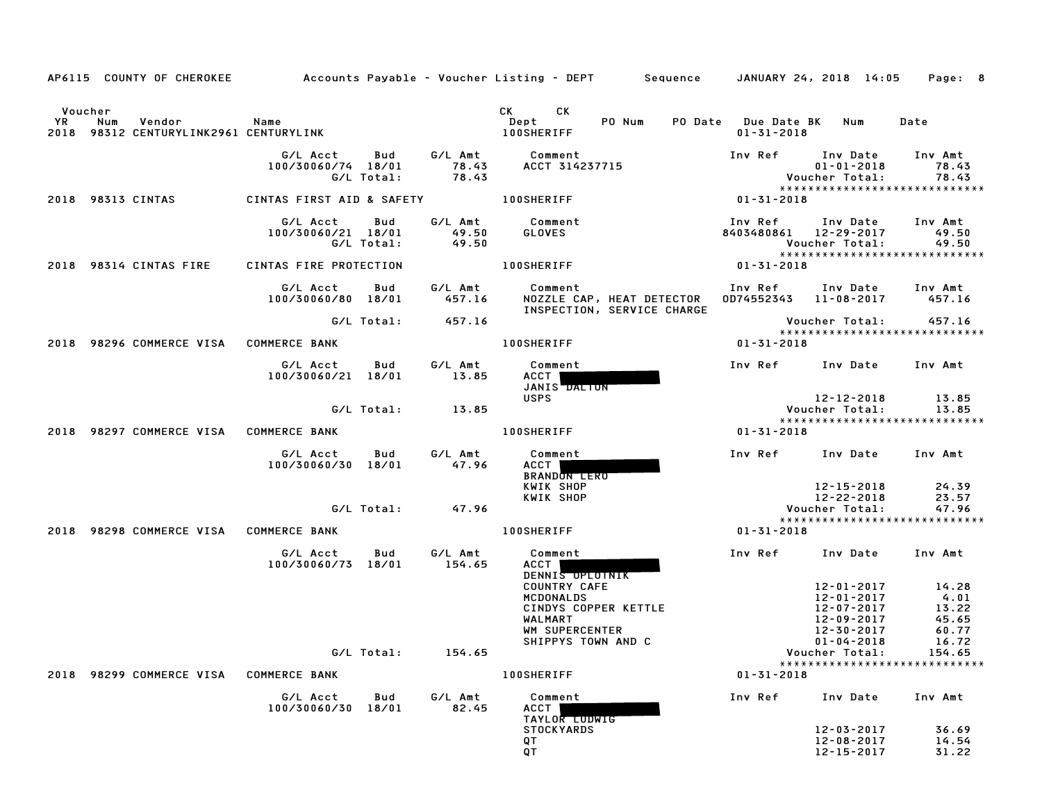AP6115 COUNTY OF CHEROKEE — Accounts Payable - Voucher Listing - DEPT — Sequence — JANUARY 24, 2018 14:05

| Voucher YR | Num | Vendor | Name | CK Dept | CK | PO Num | PO Date | Due Date BK | Num | Date |
|---|---|---|---|---|---|---|---|---|---|---|
| 2018 | 98312 | CENTURYLINK2961 | CENTURYLINK | 100SHERIFF | | | | 01-31-2018 | | |

| G/L Acct | Bud | G/L Amt | Comment | Inv Ref | Inv Date | Inv Amt |
|---|---|---|---|---|---|---|
| 100/30060/74 | 18/01 | 78.43 | ACCT 314237715 | | 01-01-2018 | 78.43 |
| | G/L Total: | 78.43 | | | Voucher Total: | 78.43 |

*****************************

| YR | Num | Vendor | Name | Dept | Due Date |
|---|---|---|---|---|---|
| 2018 | 98313 | CINTAS | CINTAS FIRST AID & SAFETY | 100SHERIFF | 01-31-2018 |

| G/L Acct | Bud | G/L Amt | Comment | Inv Ref | Inv Date | Inv Amt |
|---|---|---|---|---|---|---|
| 100/30060/21 | 18/01 | 49.50 | GLOVES | 8403480861 | 12-29-2017 | 49.50 |
| | G/L Total: | 49.50 | | | Voucher Total: | 49.50 |

*****************************

| YR | Num | Vendor | Name | Dept | Due Date |
|---|---|---|---|---|---|
| 2018 | 98314 | CINTAS FIRE | CINTAS FIRE PROTECTION | 100SHERIFF | 01-31-2018 |

| G/L Acct | Bud | G/L Amt | Comment | Inv Ref | Inv Date | Inv Amt |
|---|---|---|---|---|---|---|
| 100/30060/80 | 18/01 | 457.16 | NOZZLE CAP, HEAT DETECTOR INSPECTION, SERVICE CHARGE | OD74552343 | 11-08-2017 | 457.16 |
| | G/L Total: | 457.16 | | | Voucher Total: | 457.16 |

*****************************

| YR | Num | Vendor | Name | Dept | Due Date |
|---|---|---|---|---|---|
| 2018 | 98296 | COMMERCE VISA | COMMERCE BANK | 100SHERIFF | 01-31-2018 |

| G/L Acct | Bud | G/L Amt | Comment | Inv Ref | Inv Date | Inv Amt |
|---|---|---|---|---|---|---|
| 100/30060/21 | 18/01 | 13.85 | ACCT [REDACTED] | | | |
| | | | JANIS DALTON | | | |
| | | | USPS | | 12-12-2018 | 13.85 |
| | G/L Total: | 13.85 | | | Voucher Total: | 13.85 |

*****************************

| YR | Num | Vendor | Name | Dept | Due Date |
|---|---|---|---|---|---|
| 2018 | 98297 | COMMERCE VISA | COMMERCE BANK | 100SHERIFF | 01-31-2018 |

| G/L Acct | Bud | G/L Amt | Comment | Inv Ref | Inv Date | Inv Amt |
|---|---|---|---|---|---|---|
| 100/30060/30 | 18/01 | 47.96 | ACCT [REDACTED] | | | |
| | | | BRANDON LERO | | | |
| | | | KWIK SHOP | | 12-15-2018 | 24.39 |
| | | | KWIK SHOP | | 12-22-2018 | 23.57 |
| | G/L Total: | 47.96 | | | Voucher Total: | 47.96 |

*****************************

| YR | Num | Vendor | Name | Dept | Due Date |
|---|---|---|---|---|---|
| 2018 | 98298 | COMMERCE VISA | COMMERCE BANK | 100SHERIFF | 01-31-2018 |

| G/L Acct | Bud | G/L Amt | Comment | Inv Ref | Inv Date | Inv Amt |
|---|---|---|---|---|---|---|
| 100/30060/73 | 18/01 | 154.65 | ACCT [REDACTED] | | | |
| | | | DENNIS OPLOTNIK | | | |
| | | | COUNTRY CAFE | | 12-01-2017 | 14.28 |
| | | | MCDONALDS | | 12-01-2017 | 4.01 |
| | | | CINDYS COPPER KETTLE | | 12-07-2017 | 13.22 |
| | | | WALMART | | 12-09-2017 | 45.65 |
| | | | WM SUPERCENTER | | 12-30-2017 | 60.77 |
| | | | SHIPPYS TOWN AND C | | 01-04-2018 | 16.72 |
| | G/L Total: | 154.65 | | | Voucher Total: | 154.65 |

*****************************

| YR | Num | Vendor | Name | Dept | Due Date |
|---|---|---|---|---|---|
| 2018 | 98299 | COMMERCE VISA | COMMERCE BANK | 100SHERIFF | 01-31-2018 |

| G/L Acct | Bud | G/L Amt | Comment | Inv Ref | Inv Date | Inv Amt |
|---|---|---|---|---|---|---|
| 100/30060/30 | 18/01 | 82.45 | ACCT [REDACTED] | | | |
| | | | TAYLOR LUDWIG | | | |
| | | | STOCKYARDS | | 12-03-2017 | 36.69 |
| | | | QT | | 12-08-2017 | 14.54 |
| | | | QT | | 12-15-2017 | 31.22 |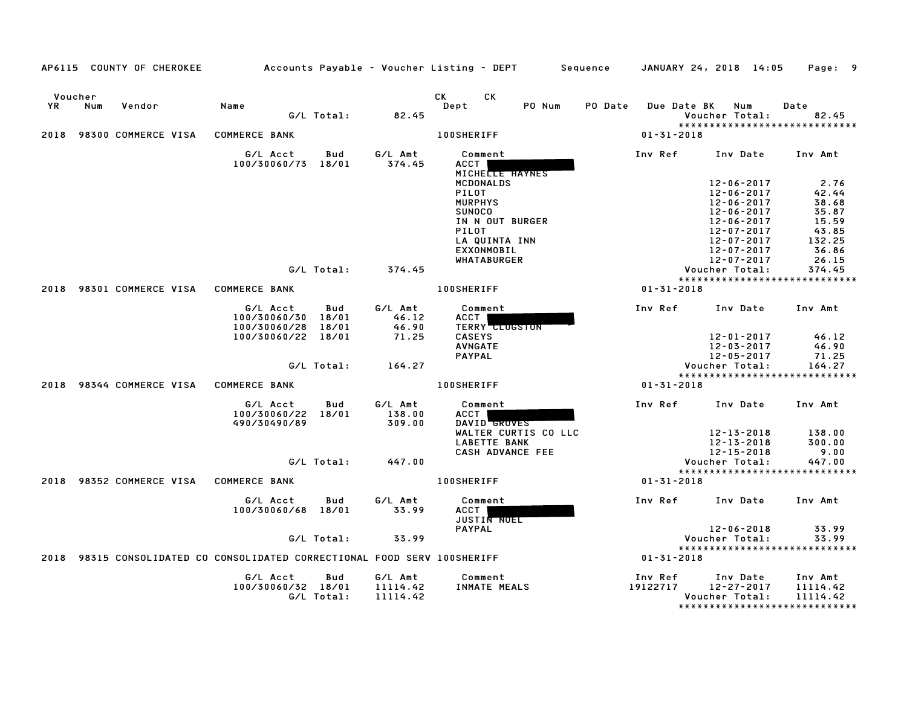AP6115 COUNTY OF CHEROKEE — Accounts Payable - Voucher Listing - DEPT — Sequence — JANUARY 24, 2018 14:05

| Voucher YR | Num | Vendor | Name | | | CK Dept | CK | PO Num | PO Date | Due Date BK | Num | Date |
|---|---|---|---|---|---|---|---|---|---|---|---|---|
| | | | | G/L Total: | 82.45 | | | | | Voucher Total: | | 82.45 |

*****************************

**2018 98300 COMMERCE VISA — COMMERCE BANK — 100SHERIFF — 01-31-2018**

| G/L Acct | Bud | G/L Amt | Comment | Inv Ref | Inv Date | Inv Amt |
|---|---|---|---|---|---|---|
| 100/30060/73 | 18/01 | 374.45 | ACCT [REDACTED] | | | |
| | | | MICHELLE HAYNES | | | |
| | | | MCDONALDS | | 12-06-2017 | 2.76 |
| | | | PILOT | | 12-06-2017 | 42.44 |
| | | | MURPHYS | | 12-06-2017 | 38.68 |
| | | | SUNOCO | | 12-06-2017 | 35.87 |
| | | | IN N OUT BURGER | | 12-06-2017 | 15.59 |
| | | | PILOT | | 12-07-2017 | 43.85 |
| | | | LA QUINTA INN | | 12-07-2017 | 132.25 |
| | | | EXXONMOBIL | | 12-07-2017 | 36.86 |
| | | | WHATABURGER | | 12-07-2017 | 26.15 |
| G/L Total: | | 374.45 | | | Voucher Total: | 374.45 |

*****************************

**2018 98301 COMMERCE VISA — COMMERCE BANK — 100SHERIFF — 01-31-2018**

| G/L Acct | Bud | G/L Amt | Comment | Inv Ref | Inv Date | Inv Amt |
|---|---|---|---|---|---|---|
| 100/30060/30 | 18/01 | 46.12 | ACCT [REDACTED] | | | |
| 100/30060/28 | 18/01 | 46.90 | TERRY CLUGSTON | | | |
| 100/30060/22 | 18/01 | 71.25 | CASEYS | | 12-01-2017 | 46.12 |
| | | | AVNGATE | | 12-03-2017 | 46.90 |
| | | | PAYPAL | | 12-05-2017 | 71.25 |
| G/L Total: | | 164.27 | | | Voucher Total: | 164.27 |

*****************************

**2018 98344 COMMERCE VISA — COMMERCE BANK — 100SHERIFF — 01-31-2018**

| G/L Acct | Bud | G/L Amt | Comment | Inv Ref | Inv Date | Inv Amt |
|---|---|---|---|---|---|---|
| 100/30060/22 | 18/01 | 138.00 | ACCT [REDACTED] | | | |
| 490/30490/89 | | 309.00 | DAVID GROVES | | | |
| | | | WALTER CURTIS CO LLC | | 12-13-2018 | 138.00 |
| | | | LABETTE BANK | | 12-13-2018 | 300.00 |
| | | | CASH ADVANCE FEE | | 12-15-2018 | 9.00 |
| G/L Total: | | 447.00 | | | Voucher Total: | 447.00 |

*****************************

**2018 98352 COMMERCE VISA — COMMERCE BANK — 100SHERIFF — 01-31-2018**

| G/L Acct | Bud | G/L Amt | Comment | Inv Ref | Inv Date | Inv Amt |
|---|---|---|---|---|---|---|
| 100/30060/68 | 18/01 | 33.99 | ACCT [REDACTED] | | | |
| | | | JUSTIN NOEL | | | |
| | | | PAYPAL | | 12-06-2018 | 33.99 |
| G/L Total: | | 33.99 | | | Voucher Total: | 33.99 |

*****************************

**2018 98315 CONSOLIDATED CO — CONSOLIDATED CORRECTIONAL FOOD SERV — 100SHERIFF — 01-31-2018**

| G/L Acct | Bud | G/L Amt | Comment | Inv Ref | Inv Date | Inv Amt |
|---|---|---|---|---|---|---|
| 100/30060/32 | 18/01 | 11114.42 | INMATE MEALS | 19122717 | 12-27-2017 | 11114.42 |
| G/L Total: | | 11114.42 | | | Voucher Total: | 11114.42 |

*****************************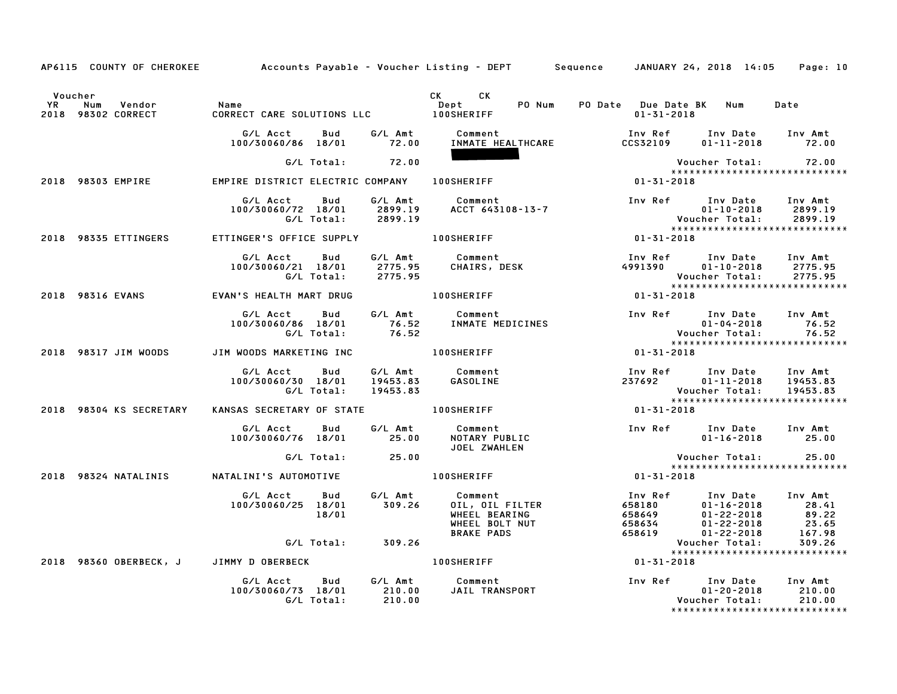AP6115 COUNTY OF CHEROKEE — Accounts Payable - Voucher Listing - DEPT — Sequence — JANUARY 24, 2018 14:05

| Voucher YR | Num | Vendor | Name | CK Dept | CK | PO Num | PO Date | Due Date BK | Num | Date |
|---|---|---|---|---|---|---|---|---|---|---|
| 2018 | 98302 | CORRECT | CORRECT CARE SOLUTIONS LLC | 100SHERIFF | | | | 01-31-2018 | | |

| G/L Acct | Bud | G/L Amt | Comment | Inv Ref | Inv Date | Inv Amt |
|---|---|---|---|---|---|---|
| 100/30060/86 | 18/01 | 72.00 | INMATE HEALTHCARE | CCS32109 | 01-11-2018 | 72.00 |
| | G/L Total: | 72.00 | | | Voucher Total: | 72.00 |

2018 98303 EMPIRE — EMPIRE DISTRICT ELECTRIC COMPANY — 100SHERIFF — 01-31-2018

| G/L Acct | Bud | G/L Amt | Comment | Inv Ref | Inv Date | Inv Amt |
|---|---|---|---|---|---|---|
| 100/30060/72 | 18/01 | 2899.19 | ACCT 643108-13-7 | | 01-10-2018 | 2899.19 |
| | G/L Total: | 2899.19 | | | Voucher Total: | 2899.19 |

2018 98335 ETTINGERS — ETTINGER'S OFFICE SUPPLY — 100SHERIFF — 01-31-2018

| G/L Acct | Bud | G/L Amt | Comment | Inv Ref | Inv Date | Inv Amt |
|---|---|---|---|---|---|---|
| 100/30060/21 | 18/01 | 2775.95 | CHAIRS, DESK | 4991390 | 01-10-2018 | 2775.95 |
| | G/L Total: | 2775.95 | | | Voucher Total: | 2775.95 |

2018 98316 EVANS — EVAN'S HEALTH MART DRUG — 100SHERIFF — 01-31-2018

| G/L Acct | Bud | G/L Amt | Comment | Inv Ref | Inv Date | Inv Amt |
|---|---|---|---|---|---|---|
| 100/30060/86 | 18/01 | 76.52 | INMATE MEDICINES | | 01-04-2018 | 76.52 |
| | G/L Total: | 76.52 | | | Voucher Total: | 76.52 |

2018 98317 JIM WOODS — JIM WOODS MARKETING INC — 100SHERIFF — 01-31-2018

| G/L Acct | Bud | G/L Amt | Comment | Inv Ref | Inv Date | Inv Amt |
|---|---|---|---|---|---|---|
| 100/30060/30 | 18/01 | 19453.83 | GASOLINE | 237692 | 01-11-2018 | 19453.83 |
| | G/L Total: | 19453.83 | | | Voucher Total: | 19453.83 |

2018 98304 KS SECRETARY — KANSAS SECRETARY OF STATE — 100SHERIFF — 01-31-2018

| G/L Acct | Bud | G/L Amt | Comment | Inv Ref | Inv Date | Inv Amt |
|---|---|---|---|---|---|---|
| 100/30060/76 | 18/01 | 25.00 | NOTARY PUBLIC JOEL ZWAHLEN | | 01-16-2018 | 25.00 |
| | G/L Total: | 25.00 | | | Voucher Total: | 25.00 |

2018 98324 NATALINIS — NATALINI'S AUTOMOTIVE — 100SHERIFF — 01-31-2018

| G/L Acct | Bud | G/L Amt | Comment | Inv Ref | Inv Date | Inv Amt |
|---|---|---|---|---|---|---|
| 100/30060/25 | 18/01 | 309.26 | OIL, OIL FILTER | 658180 | 01-16-2018 | 28.41 |
| | 18/01 | | WHEEL BEARING | 658649 | 01-22-2018 | 89.22 |
| | | | WHEEL BOLT NUT | 658634 | 01-22-2018 | 23.65 |
| | | | BRAKE PADS | 658619 | 01-22-2018 | 167.98 |
| | G/L Total: | 309.26 | | | Voucher Total: | 309.26 |

2018 98360 OBERBECK, J — JIMMY D OBERBECK — 100SHERIFF — 01-31-2018

| G/L Acct | Bud | G/L Amt | Comment | Inv Ref | Inv Date | Inv Amt |
|---|---|---|---|---|---|---|
| 100/30060/73 | 18/01 | 210.00 | JAIL TRANSPORT | | 01-20-2018 | 210.00 |
| | G/L Total: | 210.00 | | | Voucher Total: | 210.00 |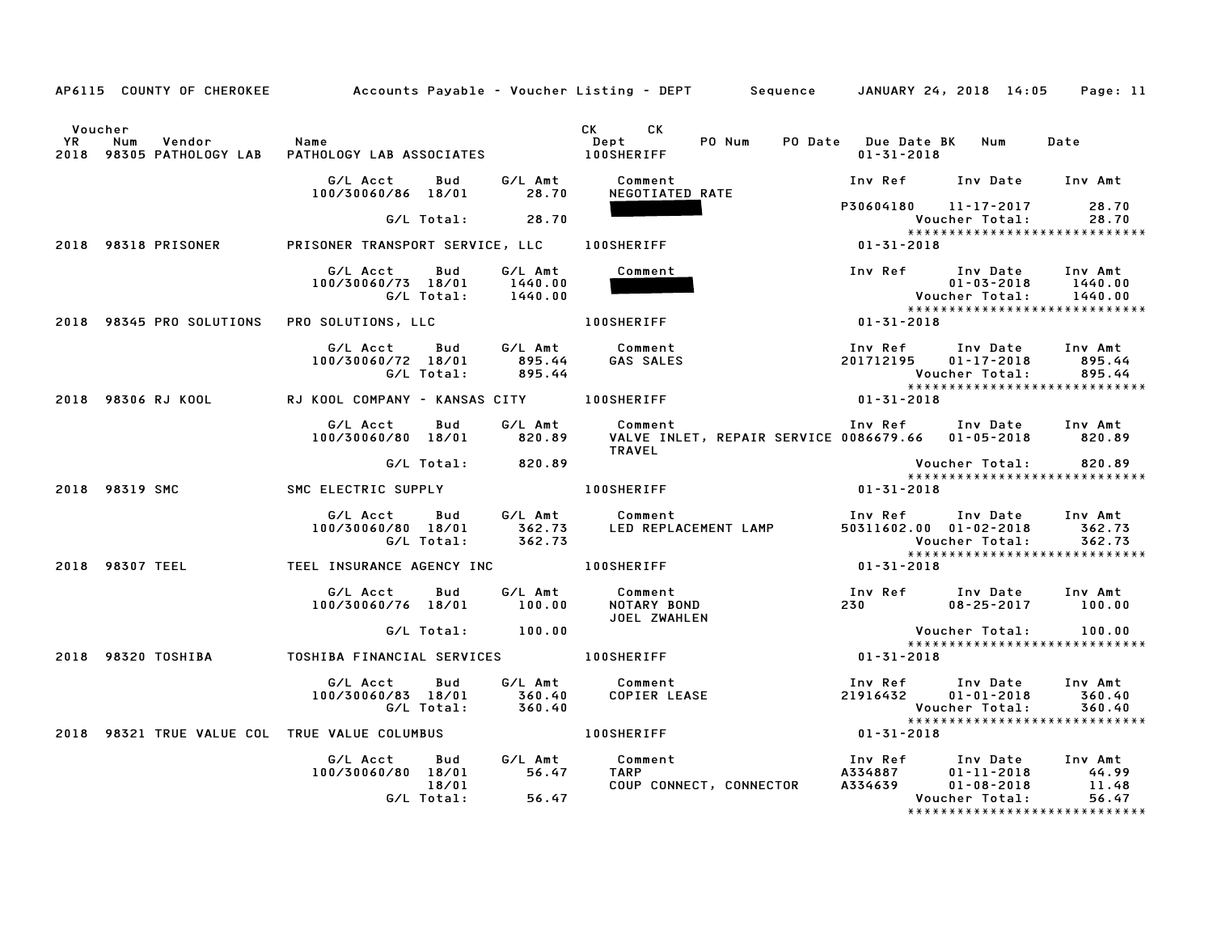AP6115 COUNTY OF CHEROKEE Accounts Payable - Voucher Listing - DEPT Sequence JANUARY 24, 2018 14:05 Page: 11

| Voucher YR | Num | Vendor | Name | CK Dept | CK | PO Num | PO Date | Due Date BK | Num | Date |
|---|---|---|---|---|---|---|---|---|---|---|
| 2018 | 98305 | PATHOLOGY LAB | PATHOLOGY LAB ASSOCIATES | 100SHERIFF | | | | 01-31-2018 | | |

| G/L Acct | Bud | G/L Amt | Comment | Inv Ref | Inv Date | Inv Amt |
|---|---|---|---|---|---|---|
| 100/30060/86 | 18/01 | 28.70 | NEGOTIATED RATE | | | |
| | | | | P30604180 | 11-17-2017 | 28.70 |
| | G/L Total: | 28.70 | | | Voucher Total: | 28.70 |

******************************

2018 98318 PRISONER — PRISONER TRANSPORT SERVICE, LLC — 100SHERIFF — 01-31-2018

| G/L Acct | Bud | G/L Amt | Comment | Inv Ref | Inv Date | Inv Amt |
|---|---|---|---|---|---|---|
| 100/30060/73 | 18/01 | 1440.00 | | | 01-03-2018 | 1440.00 |
| | G/L Total: | 1440.00 | | | Voucher Total: | 1440.00 |

******************************

2018 98345 PRO SOLUTIONS — PRO SOLUTIONS, LLC — 100SHERIFF — 01-31-2018

| G/L Acct | Bud | G/L Amt | Comment | Inv Ref | Inv Date | Inv Amt |
|---|---|---|---|---|---|---|
| 100/30060/72 | 18/01 | 895.44 | GAS SALES | 201712195 | 01-17-2018 | 895.44 |
| | G/L Total: | 895.44 | | | Voucher Total: | 895.44 |

******************************

2018 98306 RJ KOOL — RJ KOOL COMPANY - KANSAS CITY — 100SHERIFF — 01-31-2018

| G/L Acct | Bud | G/L Amt | Comment | Inv Ref | Inv Date | Inv Amt |
|---|---|---|---|---|---|---|
| 100/30060/80 | 18/01 | 820.89 | VALVE INLET, REPAIR SERVICE TRAVEL | 0086679.66 | 01-05-2018 | 820.89 |
| | G/L Total: | 820.89 | | | Voucher Total: | 820.89 |

******************************

2018 98319 SMC — SMC ELECTRIC SUPPLY — 100SHERIFF — 01-31-2018

| G/L Acct | Bud | G/L Amt | Comment | Inv Ref | Inv Date | Inv Amt |
|---|---|---|---|---|---|---|
| 100/30060/80 | 18/01 | 362.73 | LED REPLACEMENT LAMP | 50311602.00 | 01-02-2018 | 362.73 |
| | G/L Total: | 362.73 | | | Voucher Total: | 362.73 |

******************************

2018 98307 TEEL — TEEL INSURANCE AGENCY INC — 100SHERIFF — 01-31-2018

| G/L Acct | Bud | G/L Amt | Comment | Inv Ref | Inv Date | Inv Amt |
|---|---|---|---|---|---|---|
| 100/30060/76 | 18/01 | 100.00 | NOTARY BOND JOEL ZWAHLEN | 230 | 08-25-2017 | 100.00 |
| | G/L Total: | 100.00 | | | Voucher Total: | 100.00 |

******************************

2018 98320 TOSHIBA — TOSHIBA FINANCIAL SERVICES — 100SHERIFF — 01-31-2018

| G/L Acct | Bud | G/L Amt | Comment | Inv Ref | Inv Date | Inv Amt |
|---|---|---|---|---|---|---|
| 100/30060/83 | 18/01 | 360.40 | COPIER LEASE | 21916432 | 01-01-2018 | 360.40 |
| | G/L Total: | 360.40 | | | Voucher Total: | 360.40 |

******************************

2018 98321 TRUE VALUE COL — TRUE VALUE COLUMBUS — 100SHERIFF — 01-31-2018

| G/L Acct | Bud | G/L Amt | Comment | Inv Ref | Inv Date | Inv Amt |
|---|---|---|---|---|---|---|
| 100/30060/80 | 18/01 | 56.47 | TARP | A334887 | 01-11-2018 | 44.99 |
| | 18/01 | | COUP CONNECT, CONNECTOR | A334639 | 01-08-2018 | 11.48 |
| | G/L Total: | 56.47 | | | Voucher Total: | 56.47 |

******************************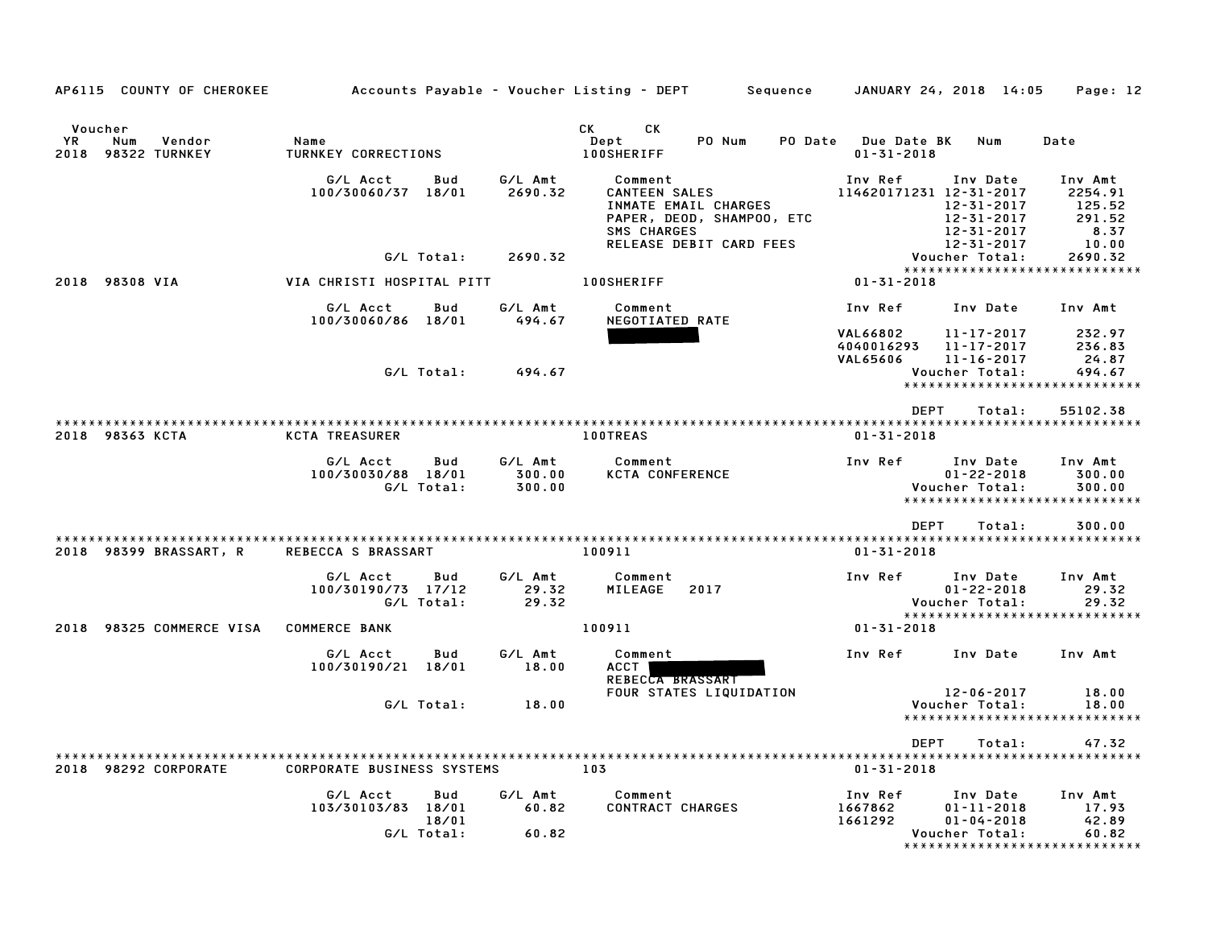AP6115 COUNTY OF CHEROKEE Accounts Payable - Voucher Listing - DEPT Sequence JANUARY 24, 2018 14:05

| Voucher YR | Num | Vendor | Name | CK Dept | CK PO Num | PO Date | Due Date BK | Num | Date |
|---|---|---|---|---|---|---|---|---|---|
| 2018 | 98322 | TURNKEY | TURNKEY CORRECTIONS | 100SHERIFF | | | 01-31-2018 | | |

| G/L Acct | Bud | G/L Amt | Comment | Inv Ref | Inv Date | Inv Amt |
|---|---|---|---|---|---|---|
| 100/30060/37 | 18/01 | 2690.32 | CANTEEN SALES | 114620171231 | 12-31-2017 | 2254.91 |
| | | | INMATE EMAIL CHARGES | | 12-31-2017 | 125.52 |
| | | | PAPER, DEOD, SHAMPOO, ETC | | 12-31-2017 | 291.52 |
| | | | SMS CHARGES | | 12-31-2017 | 8.37 |
| | | | RELEASE DEBIT CARD FEES | | 12-31-2017 | 10.00 |
| | G/L Total: | 2690.32 | | | Voucher Total: | 2690.32 |

2018 98308 VIA — VIA CHRISTI HOSPITAL PITT — 100SHERIFF — 01-31-2018

| G/L Acct | Bud | G/L Amt | Comment | Inv Ref | Inv Date | Inv Amt |
|---|---|---|---|---|---|---|
| 100/30060/86 | 18/01 | 494.67 | NEGOTIATED RATE | | | |
| | | | [REDACTED] | VAL66802 | 11-17-2017 | 232.97 |
| | | | | 4040016293 | 11-17-2017 | 236.83 |
| | | | | VAL65606 | 11-16-2017 | 24.87 |
| | G/L Total: | 494.67 | | | Voucher Total: | 494.67 |

DEPT Total: 55102.38

2018 98363 KCTA — KCTA TREASURER — 100TREAS — 01-31-2018

| G/L Acct | Bud | G/L Amt | Comment | Inv Ref | Inv Date | Inv Amt |
|---|---|---|---|---|---|---|
| 100/30030/88 | 18/01 | 300.00 | KCTA CONFERENCE | | 01-22-2018 | 300.00 |
| | G/L Total: | 300.00 | | | Voucher Total: | 300.00 |

DEPT Total: 300.00

2018 98399 BRASSART, R — REBECCA S BRASSART — 100911 — 01-31-2018

| G/L Acct | Bud | G/L Amt | Comment | Inv Ref | Inv Date | Inv Amt |
|---|---|---|---|---|---|---|
| 100/30190/73 | 17/12 | 29.32 | MILEAGE 2017 | | 01-22-2018 | 29.32 |
| | G/L Total: | 29.32 | | | Voucher Total: | 29.32 |

2018 98325 COMMERCE VISA — COMMERCE BANK — 100911 — 01-31-2018

| G/L Acct | Bud | G/L Amt | Comment | Inv Ref | Inv Date | Inv Amt |
|---|---|---|---|---|---|---|
| 100/30190/21 | 18/01 | 18.00 | ACCT [REDACTED] | | | |
| | | | REBECCA BRASSART | | | |
| | | | FOUR STATES LIQUIDATION | | 12-06-2017 | 18.00 |
| | G/L Total: | 18.00 | | | Voucher Total: | 18.00 |

DEPT Total: 47.32

2018 98292 CORPORATE — CORPORATE BUSINESS SYSTEMS — 103 — 01-31-2018

| G/L Acct | Bud | G/L Amt | Comment | Inv Ref | Inv Date | Inv Amt |
|---|---|---|---|---|---|---|
| 103/30103/83 | 18/01 | 60.82 | CONTRACT CHARGES | 1667862 | 01-11-2018 | 17.93 |
| | 18/01 | | | 1661292 | 01-04-2018 | 42.89 |
| | G/L Total: | 60.82 | | | Voucher Total: | 60.82 |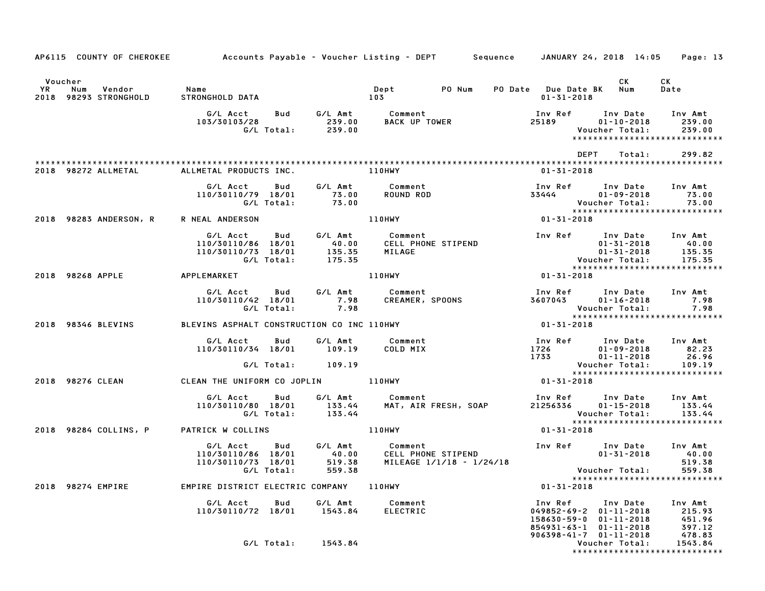AP6115 COUNTY OF CHEROKEE Accounts Payable - Voucher Listing - DEPT Sequence JANUARY 24, 2018 14:05 Page: 13

| Voucher YR | Num | Vendor | Name | Dept | PO Num | PO Date | Due Date BK | CK Num | CK Date |
|---|---|---|---|---|---|---|---|---|---|
| 2018 | 98293 | STRONGHOLD | STRONGHOLD DATA | 103 | | | 01-31-2018 | | |

| G/L Acct | Bud | G/L Amt | Comment | Inv Ref | Inv Date | Inv Amt |
|---|---|---|---|---|---|---|
| 103/30103/28 | | 239.00 | BACK UP TOWER | 25189 | 01-10-2018 | 239.00 |
| | G/L Total: | 239.00 | | | Voucher Total: | 239.00 |

DEPT Total: 299.82

| Voucher YR | Num | Vendor | Name | Dept | Due Date |
|---|---|---|---|---|---|
| 2018 | 98272 | ALLMETAL | ALLMETAL PRODUCTS INC. | 110HWY | 01-31-2018 |

| G/L Acct | Bud | G/L Amt | Comment | Inv Ref | Inv Date | Inv Amt |
|---|---|---|---|---|---|---|
| 110/30110/79 | 18/01 | 73.00 | ROUND ROD | 33444 | 01-09-2018 | 73.00 |
| | G/L Total: | 73.00 | | | Voucher Total: | 73.00 |

| Voucher YR | Num | Vendor | Name | Dept | Due Date |
|---|---|---|---|---|---|
| 2018 | 98283 | ANDERSON, R | R NEAL ANDERSON | 110HWY | 01-31-2018 |

| G/L Acct | Bud | G/L Amt | Comment | Inv Ref | Inv Date | Inv Amt |
|---|---|---|---|---|---|---|
| 110/30110/86 | 18/01 | 40.00 | CELL PHONE STIPEND | | 01-31-2018 | 40.00 |
| 110/30110/73 | 18/01 | 135.35 | MILAGE | | 01-31-2018 | 135.35 |
| | G/L Total: | 175.35 | | | Voucher Total: | 175.35 |

| Voucher YR | Num | Vendor | Name | Dept | Due Date |
|---|---|---|---|---|---|
| 2018 | 98268 | APPLE | APPLEMARKET | 110HWY | 01-31-2018 |

| G/L Acct | Bud | G/L Amt | Comment | Inv Ref | Inv Date | Inv Amt |
|---|---|---|---|---|---|---|
| 110/30110/42 | 18/01 | 7.98 | CREAMER, SPOONS | 3607043 | 01-16-2018 | 7.98 |
| | G/L Total: | 7.98 | | | Voucher Total: | 7.98 |

| Voucher YR | Num | Vendor | Name | Dept | Due Date |
|---|---|---|---|---|---|
| 2018 | 98346 | BLEVINS | BLEVINS ASPHALT CONSTRUCTION CO INC | 110HWY | 01-31-2018 |

| G/L Acct | Bud | G/L Amt | Comment | Inv Ref | Inv Date | Inv Amt |
|---|---|---|---|---|---|---|
| 110/30110/34 | 18/01 | 109.19 | COLD MIX | 1726 | 01-09-2018 | 82.23 |
| | | | | 1733 | 01-11-2018 | 26.96 |
| | G/L Total: | 109.19 | | | Voucher Total: | 109.19 |

| Voucher YR | Num | Vendor | Name | Dept | Due Date |
|---|---|---|---|---|---|
| 2018 | 98276 | CLEAN | CLEAN THE UNIFORM CO JOPLIN | 110HWY | 01-31-2018 |

| G/L Acct | Bud | G/L Amt | Comment | Inv Ref | Inv Date | Inv Amt |
|---|---|---|---|---|---|---|
| 110/30110/80 | 18/01 | 133.44 | MAT, AIR FRESH, SOAP | 21256336 | 01-15-2018 | 133.44 |
| | G/L Total: | 133.44 | | | Voucher Total: | 133.44 |

| Voucher YR | Num | Vendor | Name | Dept | Due Date |
|---|---|---|---|---|---|
| 2018 | 98284 | COLLINS, P | PATRICK W COLLINS | 110HWY | 01-31-2018 |

| G/L Acct | Bud | G/L Amt | Comment | Inv Ref | Inv Date | Inv Amt |
|---|---|---|---|---|---|---|
| 110/30110/86 | 18/01 | 40.00 | CELL PHONE STIPEND | | 01-31-2018 | 40.00 |
| 110/30110/73 | 18/01 | 519.38 | MILEAGE 1/1/18 - 1/24/18 | | | 519.38 |
| | G/L Total: | 559.38 | | | Voucher Total: | 559.38 |

| Voucher YR | Num | Vendor | Name | Dept | Due Date |
|---|---|---|---|---|---|
| 2018 | 98274 | EMPIRE | EMPIRE DISTRICT ELECTRIC COMPANY | 110HWY | 01-31-2018 |

| G/L Acct | Bud | G/L Amt | Comment | Inv Ref | Inv Date | Inv Amt |
|---|---|---|---|---|---|---|
| 110/30110/72 | 18/01 | 1543.84 | ELECTRIC | 049852-69-2 | 01-11-2018 | 215.93 |
| | | | | 158630-59-0 | 01-11-2018 | 451.96 |
| | | | | 854931-63-1 | 01-11-2018 | 397.12 |
| | | | | 906398-41-7 | 01-11-2018 | 478.83 |
| | G/L Total: | 1543.84 | | | Voucher Total: | 1543.84 |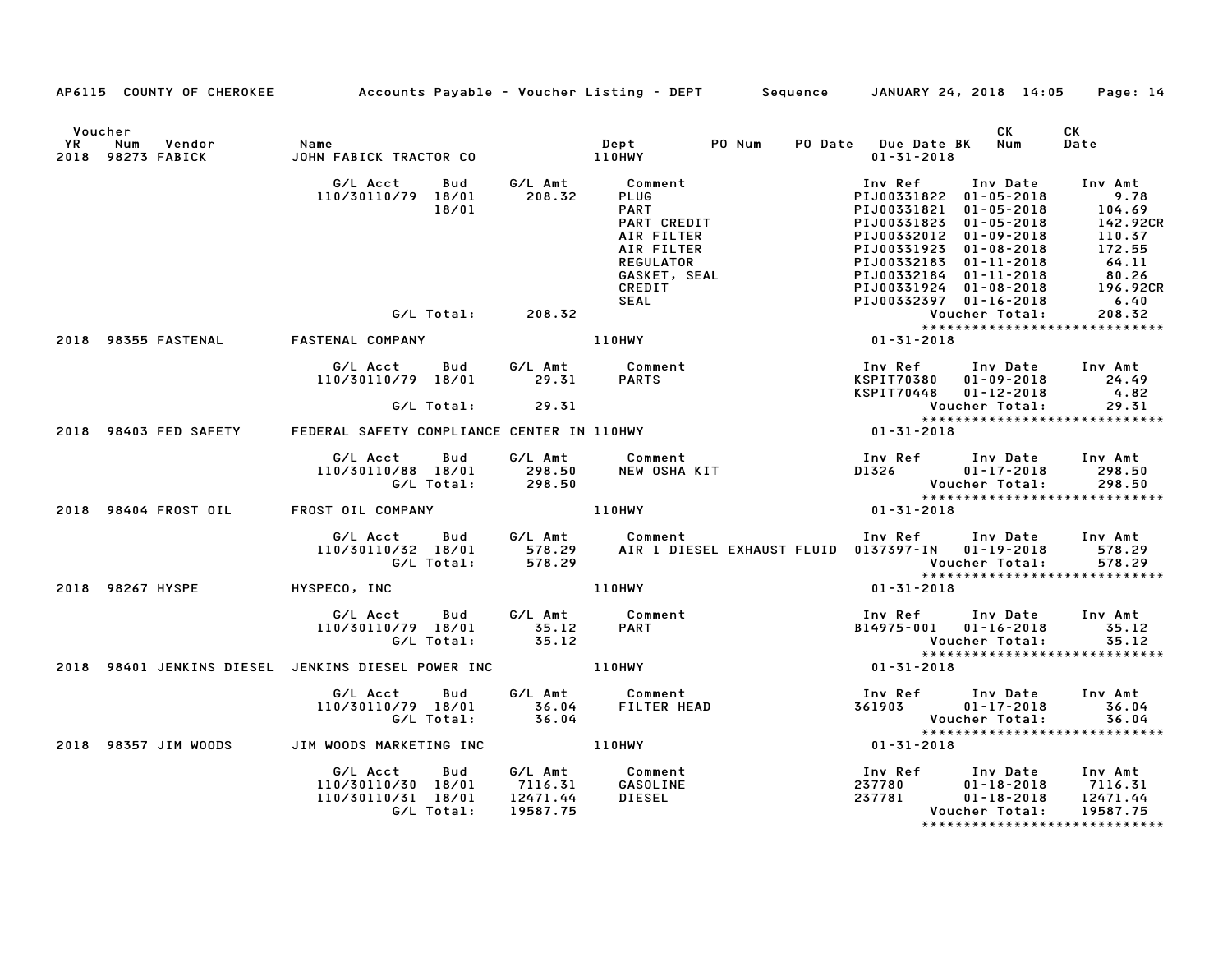AP6115 COUNTY OF CHEROKEE    Accounts Payable - Voucher Listing - DEPT    Sequence    JANUARY 24, 2018 14:05

| Voucher YR | Num | Vendor | Name | Dept | PO Num | PO Date | Due Date BK | CK Num | CK Date |
|---|---|---|---|---|---|---|---|---|---|
| 2018 | 98273 | FABICK | JOHN FABICK TRACTOR CO | 110HWY | | | 01-31-2018 | | |

| G/L Acct | Bud | G/L Amt | Comment | Inv Ref | Inv Date | Inv Amt |
|---|---|---|---|---|---|---|
| 110/30110/79 | 18/01 | 208.32 | PLUG | PIJ00331822 | 01-05-2018 | 9.78 |
| | 18/01 | | PART | PIJ00331821 | 01-05-2018 | 104.69 |
| | | | PART CREDIT | PIJ00331823 | 01-05-2018 | 142.92CR |
| | | | AIR FILTER | PIJ00332012 | 01-09-2018 | 110.37 |
| | | | AIR FILTER | PIJ00331923 | 01-08-2018 | 172.55 |
| | | | REGULATOR | PIJ00332183 | 01-11-2018 | 64.11 |
| | | | GASKET, SEAL | PIJ00332184 | 01-11-2018 | 80.26 |
| | | | CREDIT | PIJ00331924 | 01-08-2018 | 196.92CR |
| | | | SEAL | PIJ00332397 | 01-16-2018 | 6.40 |
| | G/L Total: | 208.32 | | | Voucher Total: | 208.32 |

****************************

| Voucher YR | Num | Vendor | Name | Dept | Due Date |
|---|---|---|---|---|---|
| 2018 | 98355 | FASTENAL | FASTENAL COMPANY | 110HWY | 01-31-2018 |

| G/L Acct | Bud | G/L Amt | Comment | Inv Ref | Inv Date | Inv Amt |
|---|---|---|---|---|---|---|
| 110/30110/79 | 18/01 | 29.31 | PARTS | KSPIT70380 | 01-09-2018 | 24.49 |
| | | | | KSPIT70448 | 01-12-2018 | 4.82 |
| | G/L Total: | 29.31 | | | Voucher Total: | 29.31 |

****************************

| Voucher YR | Num | Vendor | Name | Dept | Due Date |
|---|---|---|---|---|---|
| 2018 | 98403 | FED SAFETY | FEDERAL SAFETY COMPLIANCE CENTER IN | 110HWY | 01-31-2018 |

| G/L Acct | Bud | G/L Amt | Comment | Inv Ref | Inv Date | Inv Amt |
|---|---|---|---|---|---|---|
| 110/30110/88 | 18/01 | 298.50 | NEW OSHA KIT | D1326 | 01-17-2018 | 298.50 |
| | G/L Total: | 298.50 | | | Voucher Total: | 298.50 |

****************************

| Voucher YR | Num | Vendor | Name | Dept | Due Date |
|---|---|---|---|---|---|
| 2018 | 98404 | FROST OIL | FROST OIL COMPANY | 110HWY | 01-31-2018 |

| G/L Acct | Bud | G/L Amt | Comment | Inv Ref | Inv Date | Inv Amt |
|---|---|---|---|---|---|---|
| 110/30110/32 | 18/01 | 578.29 | AIR 1 DIESEL EXHAUST FLUID | 0137397-IN | 01-19-2018 | 578.29 |
| | G/L Total: | 578.29 | | | Voucher Total: | 578.29 |

****************************

| Voucher YR | Num | Vendor | Name | Dept | Due Date |
|---|---|---|---|---|---|
| 2018 | 98267 | HYSPE | HYSPECO, INC | 110HWY | 01-31-2018 |

| G/L Acct | Bud | G/L Amt | Comment | Inv Ref | Inv Date | Inv Amt |
|---|---|---|---|---|---|---|
| 110/30110/79 | 18/01 | 35.12 | PART | B14975-001 | 01-16-2018 | 35.12 |
| | G/L Total: | 35.12 | | | Voucher Total: | 35.12 |

****************************

| Voucher YR | Num | Vendor | Name | Dept | Due Date |
|---|---|---|---|---|---|
| 2018 | 98401 | JENKINS DIESEL | JENKINS DIESEL POWER INC | 110HWY | 01-31-2018 |

| G/L Acct | Bud | G/L Amt | Comment | Inv Ref | Inv Date | Inv Amt |
|---|---|---|---|---|---|---|
| 110/30110/79 | 18/01 | 36.04 | FILTER HEAD | 361903 | 01-17-2018 | 36.04 |
| | G/L Total: | 36.04 | | | Voucher Total: | 36.04 |

****************************

| Voucher YR | Num | Vendor | Name | Dept | Due Date |
|---|---|---|---|---|---|
| 2018 | 98357 | JIM WOODS | JIM WOODS MARKETING INC | 110HWY | 01-31-2018 |

| G/L Acct | Bud | G/L Amt | Comment | Inv Ref | Inv Date | Inv Amt |
|---|---|---|---|---|---|---|
| 110/30110/30 | 18/01 | 7116.31 | GASOLINE | 237780 | 01-18-2018 | 7116.31 |
| 110/30110/31 | 18/01 | 12471.44 | DIESEL | 237781 | 01-18-2018 | 12471.44 |
| | G/L Total: | 19587.75 | | | Voucher Total: | 19587.75 |

****************************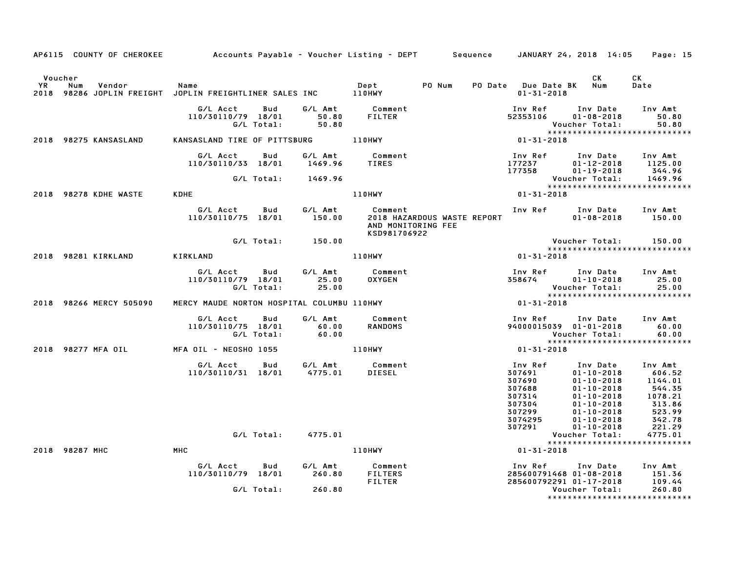AP6115 COUNTY OF CHEROKEE Accounts Payable - Voucher Listing - DEPT Sequence JANUARY 24, 2018 14:05 Page: 15

| Voucher YR | Num | Vendor | Name | Dept | PO Num | PO Date | Due Date BK | CK Num | CK Date |
|---|---|---|---|---|---|---|---|---|---|
| 2018 | 98286 | JOPLIN FREIGHT | JOPLIN FREIGHTLINER SALES INC | 110HWY | | | 01-31-2018 | | |

| G/L Acct | Bud | G/L Amt | Comment | Inv Ref | Inv Date | Inv Amt |
|---|---|---|---|---|---|---|
| 110/30110/79 | 18/01 | 50.80 | FILTER | 52353106 | 01-08-2018 | 50.80 |
| | G/L Total: | 50.80 | | | Voucher Total: | 50.80 |

*****************************

| Voucher YR | Num | Vendor | Name | Dept | Due Date BK |
|---|---|---|---|---|---|
| 2018 | 98275 | KANSASLAND | KANSASLAND TIRE OF PITTSBURG | 110HWY | 01-31-2018 |

| G/L Acct | Bud | G/L Amt | Comment | Inv Ref | Inv Date | Inv Amt |
|---|---|---|---|---|---|---|
| 110/30110/33 | 18/01 | 1469.96 | TIRES | 177237 | 01-12-2018 | 1125.00 |
| | | | | 177358 | 01-19-2018 | 344.96 |
| | G/L Total: | 1469.96 | | | Voucher Total: | 1469.96 |

*****************************

| Voucher YR | Num | Vendor | Name | Dept | Due Date BK |
|---|---|---|---|---|---|
| 2018 | 98278 | KDHE WASTE | KDHE | 110HWY | 01-31-2018 |

| G/L Acct | Bud | G/L Amt | Comment | Inv Ref | Inv Date | Inv Amt |
|---|---|---|---|---|---|---|
| 110/30110/75 | 18/01 | 150.00 | 2018 HAZARDOUS WASTE REPORT AND MONITORING FEE KSD981706922 | | 01-08-2018 | 150.00 |
| | G/L Total: | 150.00 | | | Voucher Total: | 150.00 |

*****************************

| Voucher YR | Num | Vendor | Name | Dept | Due Date BK |
|---|---|---|---|---|---|
| 2018 | 98281 | KIRKLAND | KIRKLAND | 110HWY | 01-31-2018 |

| G/L Acct | Bud | G/L Amt | Comment | Inv Ref | Inv Date | Inv Amt |
|---|---|---|---|---|---|---|
| 110/30110/79 | 18/01 | 25.00 | OXYGEN | 358674 | 01-10-2018 | 25.00 |
| | G/L Total: | 25.00 | | | Voucher Total: | 25.00 |

*****************************

| Voucher YR | Num | Vendor | Name | Dept | Due Date BK |
|---|---|---|---|---|---|
| 2018 | 98266 | MERCY 505090 | MERCY MAUDE NORTON HOSPITAL COLUMBU | 110HWY | 01-31-2018 |

| G/L Acct | Bud | G/L Amt | Comment | Inv Ref | Inv Date | Inv Amt |
|---|---|---|---|---|---|---|
| 110/30110/75 | 18/01 | 60.00 | RANDOMS | 94000015039 | 01-01-2018 | 60.00 |
| | G/L Total: | 60.00 | | | Voucher Total: | 60.00 |

*****************************

| Voucher YR | Num | Vendor | Name | Dept | Due Date BK |
|---|---|---|---|---|---|
| 2018 | 98277 | MFA OIL | MFA OIL - NEOSHO 1055 | 110HWY | 01-31-2018 |

| G/L Acct | Bud | G/L Amt | Comment | Inv Ref | Inv Date | Inv Amt |
|---|---|---|---|---|---|---|
| 110/30110/31 | 18/01 | 4775.01 | DIESEL | 307691 | 01-10-2018 | 606.52 |
| | | | | 307690 | 01-10-2018 | 1144.01 |
| | | | | 307688 | 01-10-2018 | 544.35 |
| | | | | 307314 | 01-10-2018 | 1078.21 |
| | | | | 307304 | 01-10-2018 | 313.86 |
| | | | | 307299 | 01-10-2018 | 523.99 |
| | | | | 3074295 | 01-10-2018 | 342.78 |
| | | | | 307291 | 01-10-2018 | 221.29 |
| | G/L Total: | 4775.01 | | | Voucher Total: | 4775.01 |

*****************************

| Voucher YR | Num | Vendor | Name | Dept | Due Date BK |
|---|---|---|---|---|---|
| 2018 | 98287 | MHC | MHC | 110HWY | 01-31-2018 |

| G/L Acct | Bud | G/L Amt | Comment | Inv Ref | Inv Date | Inv Amt |
|---|---|---|---|---|---|---|
| 110/30110/79 | 18/01 | 260.80 | FILTERS | 285600791468 | 01-08-2018 | 151.36 |
| | | | FILTER | 285600792291 | 01-17-2018 | 109.44 |
| | G/L Total: | 260.80 | | | Voucher Total: | 260.80 |

*****************************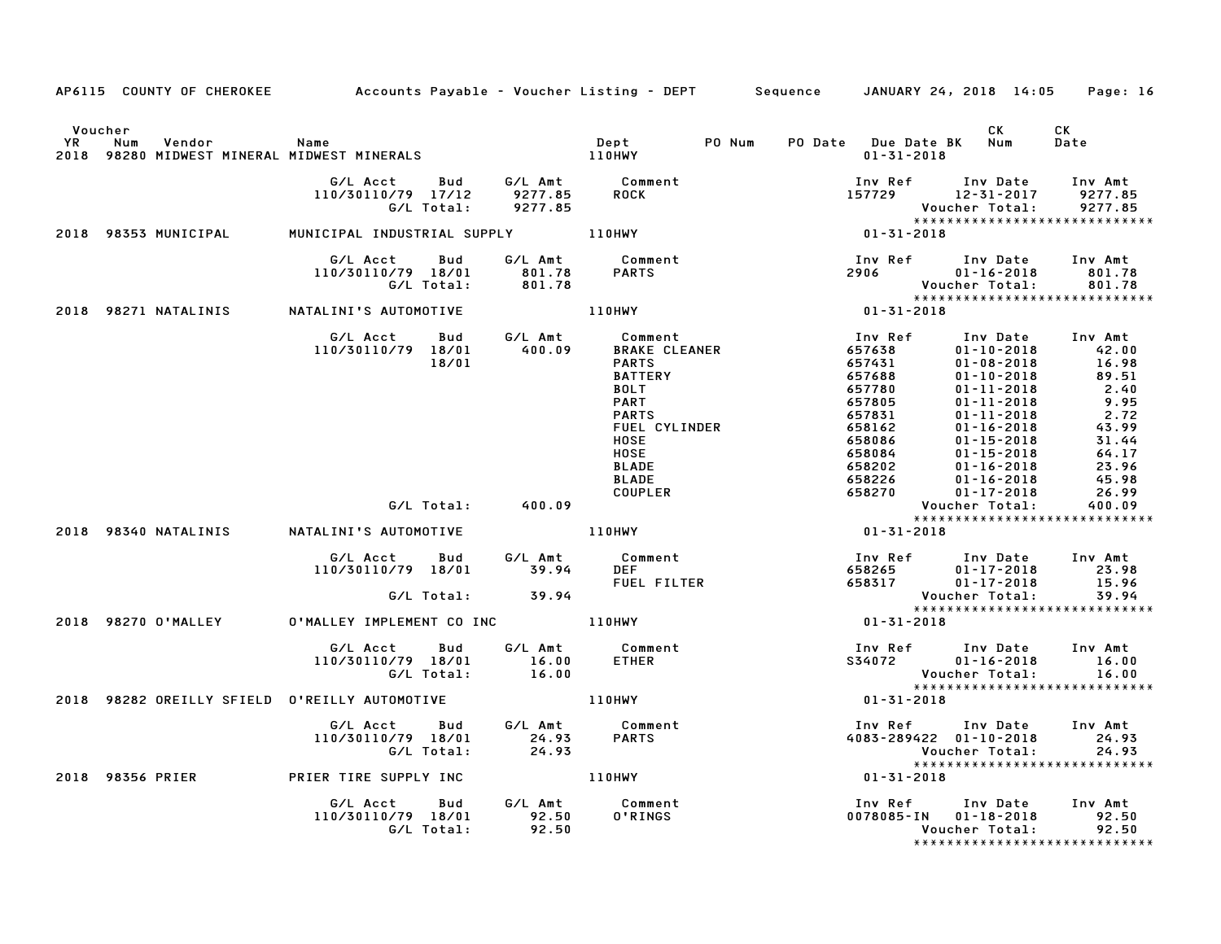AP6115 COUNTY OF CHEROKEE Accounts Payable - Voucher Listing - DEPT Sequence JANUARY 24, 2018 14:05

| Voucher YR | Num | Vendor | Name | Dept | PO Num | PO Date | Due Date BK | CK Num | CK Date |
|---|---|---|---|---|---|---|---|---|---|
| 2018 | 98280 | MIDWEST MINERAL | MIDWEST MINERALS | 110HWY | | | 01-31-2018 | | |

| G/L Acct | Bud | G/L Amt | Comment | Inv Ref | Inv Date | Inv Amt |
|---|---|---|---|---|---|---|
| 110/30110/79 | 17/12 | 9277.85 | ROCK | 157729 | 12-31-2017 | 9277.85 |
| | G/L Total: | 9277.85 | | | Voucher Total: | 9277.85 |

****************************

| YR | Num | Vendor | Name | Dept | Due Date |
|---|---|---|---|---|---|
| 2018 | 98353 | MUNICIPAL | MUNICIPAL INDUSTRIAL SUPPLY | 110HWY | 01-31-2018 |

| G/L Acct | Bud | G/L Amt | Comment | Inv Ref | Inv Date | Inv Amt |
|---|---|---|---|---|---|---|
| 110/30110/79 | 18/01 | 801.78 | PARTS | 2906 | 01-16-2018 | 801.78 |
| | G/L Total: | 801.78 | | | Voucher Total: | 801.78 |

****************************

| YR | Num | Vendor | Name | Dept | Due Date |
|---|---|---|---|---|---|
| 2018 | 98271 | NATALINIS | NATALINI'S AUTOMOTIVE | 110HWY | 01-31-2018 |

| G/L Acct | Bud | G/L Amt | Comment | Inv Ref | Inv Date | Inv Amt |
|---|---|---|---|---|---|---|
| 110/30110/79 | 18/01 | 400.09 | BRAKE CLEANER | 657638 | 01-10-2018 | 42.00 |
| | 18/01 | | PARTS | 657431 | 01-08-2018 | 16.98 |
| | | | BATTERY | 657688 | 01-10-2018 | 89.51 |
| | | | BOLT | 657780 | 01-11-2018 | 2.40 |
| | | | PART | 657805 | 01-11-2018 | 9.95 |
| | | | PARTS | 657831 | 01-11-2018 | 2.72 |
| | | | FUEL CYLINDER | 658162 | 01-16-2018 | 43.99 |
| | | | HOSE | 658086 | 01-15-2018 | 31.44 |
| | | | HOSE | 658084 | 01-15-2018 | 64.17 |
| | | | BLADE | 658202 | 01-16-2018 | 23.96 |
| | | | BLADE | 658226 | 01-16-2018 | 45.98 |
| | | | COUPLER | 658270 | 01-17-2018 | 26.99 |
| | G/L Total: | 400.09 | | | Voucher Total: | 400.09 |

****************************

| YR | Num | Vendor | Name | Dept | Due Date |
|---|---|---|---|---|---|
| 2018 | 98340 | NATALINIS | NATALINI'S AUTOMOTIVE | 110HWY | 01-31-2018 |

| G/L Acct | Bud | G/L Amt | Comment | Inv Ref | Inv Date | Inv Amt |
|---|---|---|---|---|---|---|
| 110/30110/79 | 18/01 | 39.94 | DEF | 658265 | 01-17-2018 | 23.98 |
| | | | FUEL FILTER | 658317 | 01-17-2018 | 15.96 |
| | G/L Total: | 39.94 | | | Voucher Total: | 39.94 |

****************************

| YR | Num | Vendor | Name | Dept | Due Date |
|---|---|---|---|---|---|
| 2018 | 98270 | O'MALLEY | O'MALLEY IMPLEMENT CO INC | 110HWY | 01-31-2018 |

| G/L Acct | Bud | G/L Amt | Comment | Inv Ref | Inv Date | Inv Amt |
|---|---|---|---|---|---|---|
| 110/30110/79 | 18/01 | 16.00 | ETHER | S34072 | 01-16-2018 | 16.00 |
| | G/L Total: | 16.00 | | | Voucher Total: | 16.00 |

****************************

| YR | Num | Vendor | Name | Dept | Due Date |
|---|---|---|---|---|---|
| 2018 | 98282 | OREILLY SFIELD | O'REILLY AUTOMOTIVE | 110HWY | 01-31-2018 |

| G/L Acct | Bud | G/L Amt | Comment | Inv Ref | Inv Date | Inv Amt |
|---|---|---|---|---|---|---|
| 110/30110/79 | 18/01 | 24.93 | PARTS | 4083-289422 | 01-10-2018 | 24.93 |
| | G/L Total: | 24.93 | | | Voucher Total: | 24.93 |

****************************

| YR | Num | Vendor | Name | Dept | Due Date |
|---|---|---|---|---|---|
| 2018 | 98356 | PRIER | PRIER TIRE SUPPLY INC | 110HWY | 01-31-2018 |

| G/L Acct | Bud | G/L Amt | Comment | Inv Ref | Inv Date | Inv Amt |
|---|---|---|---|---|---|---|
| 110/30110/79 | 18/01 | 92.50 | O'RINGS | 0078085-IN | 01-18-2018 | 92.50 |
| | G/L Total: | 92.50 | | | Voucher Total: | 92.50 |

****************************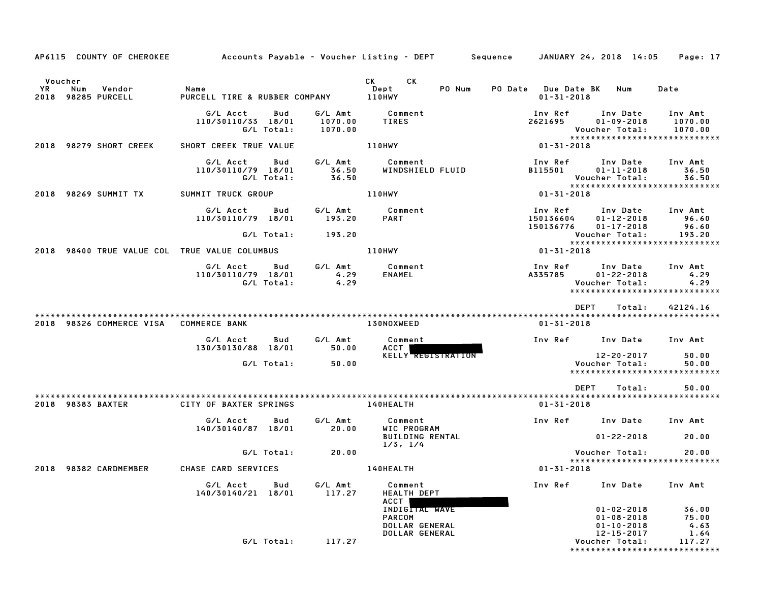AP6115 COUNTY OF CHEROKEE — Accounts Payable - Voucher Listing - DEPT — Sequence — JANUARY 24, 2018 14:05

| Voucher YR | Num | Vendor | Name | CK Dept | CK | PO Num | PO Date | Due Date | BK | Num | Date |
|---|---|---|---|---|---|---|---|---|---|---|---|
| 2018 | 98285 | PURCELL | PURCELL TIRE & RUBBER COMPANY | 110HWY | | | | 01-31-2018 | | | |

| G/L Acct | Bud | G/L Amt | Comment | Inv Ref | Inv Date | Inv Amt |
|---|---|---|---|---|---|---|
| 110/30110/33 | 18/01 | 1070.00 | TIRES | 2621695 | 01-09-2018 | 1070.00 |
| | G/L Total: | 1070.00 | | | Voucher Total: | 1070.00 |

*****************************

| Voucher YR | Num | Vendor | Name | CK Dept | Due Date |
|---|---|---|---|---|---|
| 2018 | 98279 | SHORT CREEK | SHORT CREEK TRUE VALUE | 110HWY | 01-31-2018 |

| G/L Acct | Bud | G/L Amt | Comment | Inv Ref | Inv Date | Inv Amt |
|---|---|---|---|---|---|---|
| 110/30110/79 | 18/01 | 36.50 | WINDSHIELD FLUID | B115501 | 01-11-2018 | 36.50 |
| | G/L Total: | 36.50 | | | Voucher Total: | 36.50 |

*****************************

| Voucher YR | Num | Vendor | Name | CK Dept | Due Date |
|---|---|---|---|---|---|
| 2018 | 98269 | SUMMIT TX | SUMMIT TRUCK GROUP | 110HWY | 01-31-2018 |

| G/L Acct | Bud | G/L Amt | Comment | Inv Ref | Inv Date | Inv Amt |
|---|---|---|---|---|---|---|
| 110/30110/79 | 18/01 | 193.20 | PART | 150136604 | 01-12-2018 | 96.60 |
| | | | | 150136776 | 01-17-2018 | 96.60 |
| | G/L Total: | 193.20 | | | Voucher Total: | 193.20 |

*****************************

| Voucher YR | Num | Vendor | Name | CK Dept | Due Date |
|---|---|---|---|---|---|
| 2018 | 98400 | TRUE VALUE COL | TRUE VALUE COLUMBUS | 110HWY | 01-31-2018 |

| G/L Acct | Bud | G/L Amt | Comment | Inv Ref | Inv Date | Inv Amt |
|---|---|---|---|---|---|---|
| 110/30110/79 | 18/01 | 4.29 | ENAMEL | A335785 | 01-22-2018 | 4.29 |
| | G/L Total: | 4.29 | | | Voucher Total: | 4.29 |

*****************************

DEPT Total: 42124.16

*****************************

| Voucher YR | Num | Vendor | Name | CK Dept | Due Date |
|---|---|---|---|---|---|
| 2018 | 98326 | COMMERCE VISA | COMMERCE BANK | 130NOXWEED | 01-31-2018 |

| G/L Acct | Bud | G/L Amt | Comment | Inv Ref | Inv Date | Inv Amt |
|---|---|---|---|---|---|---|
| 130/30130/88 | 18/01 | 50.00 | ACCT [REDACTED] | | | |
| | | | KELLY REGISTRATION | | 12-20-2017 | 50.00 |
| | G/L Total: | 50.00 | | | Voucher Total: | 50.00 |

*****************************

DEPT Total: 50.00

*****************************

| Voucher YR | Num | Vendor | Name | CK Dept | Due Date |
|---|---|---|---|---|---|
| 2018 | 98383 | BAXTER | CITY OF BAXTER SPRINGS | 140HEALTH | 01-31-2018 |

| G/L Acct | Bud | G/L Amt | Comment | Inv Ref | Inv Date | Inv Amt |
|---|---|---|---|---|---|---|
| 140/30140/87 | 18/01 | 20.00 | WIC PROGRAM | | | |
| | | | BUILDING RENTAL | | 01-22-2018 | 20.00 |
| | | | 1/3, 1/4 | | | |
| | G/L Total: | 20.00 | | | Voucher Total: | 20.00 |

*****************************

| Voucher YR | Num | Vendor | Name | CK Dept | Due Date |
|---|---|---|---|---|---|
| 2018 | 98382 | CARDMEMBER | CHASE CARD SERVICES | 140HEALTH | 01-31-2018 |

| G/L Acct | Bud | G/L Amt | Comment | Inv Ref | Inv Date | Inv Amt |
|---|---|---|---|---|---|---|
| 140/30140/21 | 18/01 | 117.27 | HEALTH DEPT | | | |
| | | | ACCT [REDACTED] | | | |
| | | | INDIGITAL WAVE | | 01-02-2018 | 36.00 |
| | | | PARCOM | | 01-08-2018 | 75.00 |
| | | | DOLLAR GENERAL | | 01-10-2018 | 4.63 |
| | | | DOLLAR GENERAL | | 12-15-2017 | 1.64 |
| | G/L Total: | 117.27 | | | Voucher Total: | 117.27 |

*****************************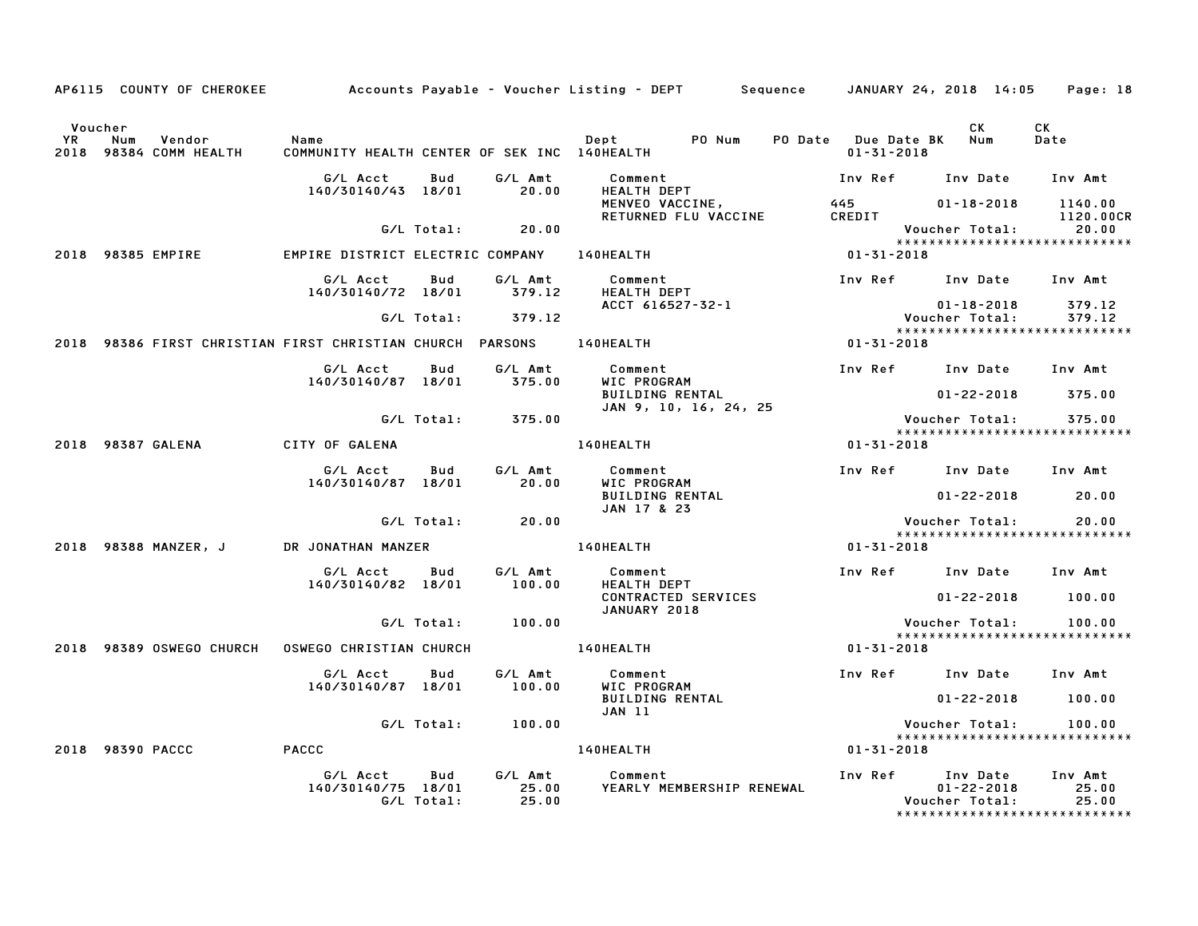AP6115 COUNTY OF CHEROKEE Accounts Payable - Voucher Listing - DEPT Sequence JANUARY 24, 2018 14:05 Page: 18

| Voucher YR | Num | Vendor | Name | Dept | PO Num | PO Date | Due Date BK | CK Num | CK Date |
|---|---|---|---|---|---|---|---|---|---|
| 2018 | 98384 | COMM HEALTH | COMMUNITY HEALTH CENTER OF SEK INC | 140HEALTH | | | 01-31-2018 | | |

| G/L Acct | Bud | G/L Amt | Comment | Inv Ref | Inv Date | Inv Amt |
|---|---|---|---|---|---|---|
| 140/30140/43 | 18/01 | 20.00 | HEALTH DEPT | | | |
| | | | MENVEO VACCINE, | 445 | 01-18-2018 | 1140.00 |
| | | | RETURNED FLU VACCINE | CREDIT | | 1120.00CR |
| | G/L Total: | 20.00 | | | Voucher Total: | 20.00 |

*****************************

| Voucher YR | Num | Vendor | Name | Dept | PO Num | PO Date | Due Date BK | CK Num | CK Date |
|---|---|---|---|---|---|---|---|---|---|
| 2018 | 98385 | EMPIRE | EMPIRE DISTRICT ELECTRIC COMPANY | 140HEALTH | | | 01-31-2018 | | |

| G/L Acct | Bud | G/L Amt | Comment | Inv Ref | Inv Date | Inv Amt |
|---|---|---|---|---|---|---|
| 140/30140/72 | 18/01 | 379.12 | HEALTH DEPT | | | |
| | | | ACCT 616527-32-1 | | 01-18-2018 | 379.12 |
| | G/L Total: | 379.12 | | | Voucher Total: | 379.12 |

*****************************

| Voucher YR | Num | Vendor | Name | Dept | PO Num | PO Date | Due Date BK | CK Num | CK Date |
|---|---|---|---|---|---|---|---|---|---|
| 2018 | 98386 | FIRST CHRISTIAN | FIRST CHRISTIAN CHURCH PARSONS | 140HEALTH | | | 01-31-2018 | | |

| G/L Acct | Bud | G/L Amt | Comment | Inv Ref | Inv Date | Inv Amt |
|---|---|---|---|---|---|---|
| 140/30140/87 | 18/01 | 375.00 | WIC PROGRAM | | | |
| | | | BUILDING RENTAL | | 01-22-2018 | 375.00 |
| | | | JAN 9, 10, 16, 24, 25 | | | |
| | G/L Total: | 375.00 | | | Voucher Total: | 375.00 |

*****************************

| Voucher YR | Num | Vendor | Name | Dept | PO Num | PO Date | Due Date BK | CK Num | CK Date |
|---|---|---|---|---|---|---|---|---|---|
| 2018 | 98387 | GALENA | CITY OF GALENA | 140HEALTH | | | 01-31-2018 | | |

| G/L Acct | Bud | G/L Amt | Comment | Inv Ref | Inv Date | Inv Amt |
|---|---|---|---|---|---|---|
| 140/30140/87 | 18/01 | 20.00 | WIC PROGRAM | | | |
| | | | BUILDING RENTAL | | 01-22-2018 | 20.00 |
| | | | JAN 17 & 23 | | | |
| | G/L Total: | 20.00 | | | Voucher Total: | 20.00 |

*****************************

| Voucher YR | Num | Vendor | Name | Dept | PO Num | PO Date | Due Date BK | CK Num | CK Date |
|---|---|---|---|---|---|---|---|---|---|
| 2018 | 98388 | MANZER, J | DR JONATHAN MANZER | 140HEALTH | | | 01-31-2018 | | |

| G/L Acct | Bud | G/L Amt | Comment | Inv Ref | Inv Date | Inv Amt |
|---|---|---|---|---|---|---|
| 140/30140/82 | 18/01 | 100.00 | HEALTH DEPT | | | |
| | | | CONTRACTED SERVICES | | 01-22-2018 | 100.00 |
| | | | JANUARY 2018 | | | |
| | G/L Total: | 100.00 | | | Voucher Total: | 100.00 |

*****************************

| Voucher YR | Num | Vendor | Name | Dept | PO Num | PO Date | Due Date BK | CK Num | CK Date |
|---|---|---|---|---|---|---|---|---|---|
| 2018 | 98389 | OSWEGO CHURCH | OSWEGO CHRISTIAN CHURCH | 140HEALTH | | | 01-31-2018 | | |

| G/L Acct | Bud | G/L Amt | Comment | Inv Ref | Inv Date | Inv Amt |
|---|---|---|---|---|---|---|
| 140/30140/87 | 18/01 | 100.00 | WIC PROGRAM | | | |
| | | | BUILDING RENTAL | | 01-22-2018 | 100.00 |
| | | | JAN 11 | | | |
| | G/L Total: | 100.00 | | | Voucher Total: | 100.00 |

*****************************

| Voucher YR | Num | Vendor | Name | Dept | PO Num | PO Date | Due Date BK | CK Num | CK Date |
|---|---|---|---|---|---|---|---|---|---|
| 2018 | 98390 | PACCC | PACCC | 140HEALTH | | | 01-31-2018 | | |

| G/L Acct | Bud | G/L Amt | Comment | Inv Ref | Inv Date | Inv Amt |
|---|---|---|---|---|---|---|
| 140/30140/75 | 18/01 | 25.00 | YEARLY MEMBERSHIP RENEWAL | | 01-22-2018 | 25.00 |
| | G/L Total: | 25.00 | | | Voucher Total: | 25.00 |

*****************************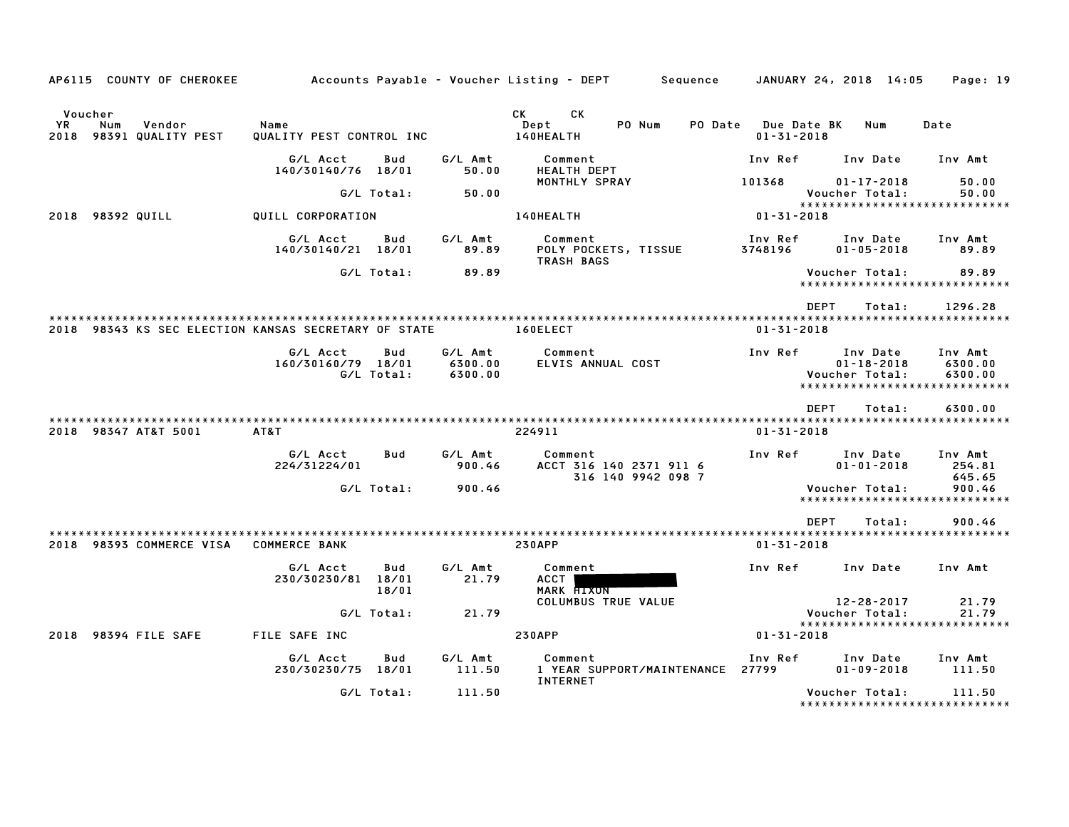AP6115 COUNTY OF CHEROKEE Accounts Payable - Voucher Listing - DEPT Sequence JANUARY 24, 2018 14:05

| Voucher YR | Num | Vendor | Name | CK Dept | CK | PO Num | PO Date | Due Date BK | Num | Date |
|---|---|---|---|---|---|---|---|---|---|---|
| 2018 | 98391 | QUALITY PEST | QUALITY PEST CONTROL INC | 140HEALTH | | | | 01-31-2018 | | |

| G/L Acct | Bud | G/L Amt | Comment | Inv Ref | Inv Date | Inv Amt |
|---|---|---|---|---|---|---|
| 140/30140/76 | 18/01 | 50.00 | HEALTH DEPT MONTHLY SPRAY | 101368 | 01-17-2018 | 50.00 |
| | G/L Total: | 50.00 | | | Voucher Total: | 50.00 |

****************************

| YR | Num | Vendor | Name | Dept | Due Date |
|---|---|---|---|---|---|
| 2018 | 98392 | QUILL | QUILL CORPORATION | 140HEALTH | 01-31-2018 |

| G/L Acct | Bud | G/L Amt | Comment | Inv Ref | Inv Date | Inv Amt |
|---|---|---|---|---|---|---|
| 140/30140/21 | 18/01 | 89.89 | POLY POCKETS, TISSUE TRASH BAGS | 3748196 | 01-05-2018 | 89.89 |
| | G/L Total: | 89.89 | | | Voucher Total: | 89.89 |

****************************

DEPT Total: 1296.28

****************************

| YR | Num | Vendor | Name | Dept | Due Date |
|---|---|---|---|---|---|
| 2018 | 98343 | KS SEC ELECTION | KANSAS SECRETARY OF STATE | 160ELECT | 01-31-2018 |

| G/L Acct | Bud | G/L Amt | Comment | Inv Ref | Inv Date | Inv Amt |
|---|---|---|---|---|---|---|
| 160/30160/79 | 18/01 | 6300.00 | ELVIS ANNUAL COST | | 01-18-2018 | 6300.00 |
| | G/L Total: | 6300.00 | | | Voucher Total: | 6300.00 |

****************************

DEPT Total: 6300.00

****************************

| YR | Num | Vendor | Name | Dept | Due Date |
|---|---|---|---|---|---|
| 2018 | 98347 | AT&T 5001 | AT&T | 224911 | 01-31-2018 |

| G/L Acct | Bud | G/L Amt | Comment | Inv Ref | Inv Date | Inv Amt |
|---|---|---|---|---|---|---|
| 224/31224/01 | | 900.46 | ACCT 316 140 2371 911 6 | | 01-01-2018 | 254.81 |
| | | | 316 140 9942 098 7 | | | 645.65 |
| | G/L Total: | 900.46 | | | Voucher Total: | 900.46 |

****************************

DEPT Total: 900.46

****************************

| YR | Num | Vendor | Name | Dept | Due Date |
|---|---|---|---|---|---|
| 2018 | 98393 | COMMERCE VISA | COMMERCE BANK | 230APP | 01-31-2018 |

| G/L Acct | Bud | G/L Amt | Comment | Inv Ref | Inv Date | Inv Amt |
|---|---|---|---|---|---|---|
| 230/30230/81 | 18/01 | 21.79 | ACCT [REDACTED] | | | |
| | 18/01 | | MARK HIXON COLUMBUS TRUE VALUE | | 12-28-2017 | 21.79 |
| | G/L Total: | 21.79 | | | Voucher Total: | 21.79 |

****************************

| YR | Num | Vendor | Name | Dept | Due Date |
|---|---|---|---|---|---|
| 2018 | 98394 | FILE SAFE | FILE SAFE INC | 230APP | 01-31-2018 |

| G/L Acct | Bud | G/L Amt | Comment | Inv Ref | Inv Date | Inv Amt |
|---|---|---|---|---|---|---|
| 230/30230/75 | 18/01 | 111.50 | 1 YEAR SUPPORT/MAINTENANCE INTERNET | 27799 | 01-09-2018 | 111.50 |
| | G/L Total: | 111.50 | | | Voucher Total: | 111.50 |

****************************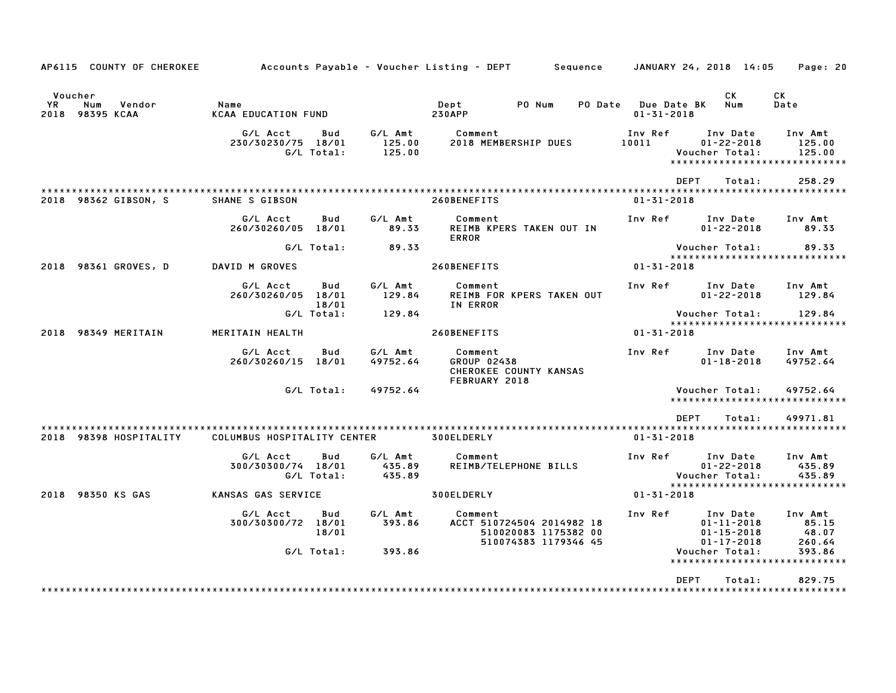AP6115 COUNTY OF CHEROKEE — Accounts Payable - Voucher Listing - DEPT — Sequence — JANUARY 24, 2018 14:05

| Voucher YR | Num | Vendor | Name | Dept | PO Num | PO Date | Due Date | BK | CK Num | CK Date |
|---|---|---|---|---|---|---|---|---|---|---|
| 2018 | 98395 | KCAA | KCAA EDUCATION FUND | 230APP | | | 01-31-2018 | | | |

| G/L Acct | Bud | G/L Amt | Comment | Inv Ref | Inv Date | Inv Amt |
|---|---|---|---|---|---|---|
| 230/30230/75 | 18/01 | 125.00 | 2018 MEMBERSHIP DUES | 10011 | 01-22-2018 | 125.00 |
| | G/L Total: | 125.00 | | | Voucher Total: | 125.00 |

DEPT Total: 258.29

| Voucher YR | Num | Vendor | Name | Dept | Due Date |
|---|---|---|---|---|---|
| 2018 | 98362 | GIBSON, S | SHANE S GIBSON | 260BENEFITS | 01-31-2018 |

| G/L Acct | Bud | G/L Amt | Comment | Inv Ref | Inv Date | Inv Amt |
|---|---|---|---|---|---|---|
| 260/30260/05 | 18/01 | 89.33 | REIMB KPERS TAKEN OUT IN ERROR | | 01-22-2018 | 89.33 |
| | G/L Total: | 89.33 | | | Voucher Total: | 89.33 |

| Voucher YR | Num | Vendor | Name | Dept | Due Date |
|---|---|---|---|---|---|
| 2018 | 98361 | GROVES, D | DAVID M GROVES | 260BENEFITS | 01-31-2018 |

| G/L Acct | Bud | G/L Amt | Comment | Inv Ref | Inv Date | Inv Amt |
|---|---|---|---|---|---|---|
| 260/30260/05 | 18/01 | 129.84 | REIMB FOR KPERS TAKEN OUT IN ERROR | | 01-22-2018 | 129.84 |
| | 18/01 | | | | | |
| | G/L Total: | 129.84 | | | Voucher Total: | 129.84 |

| Voucher YR | Num | Vendor | Name | Dept | Due Date |
|---|---|---|---|---|---|
| 2018 | 98349 | MERITAIN | MERITAIN HEALTH | 260BENEFITS | 01-31-2018 |

| G/L Acct | Bud | G/L Amt | Comment | Inv Ref | Inv Date | Inv Amt |
|---|---|---|---|---|---|---|
| 260/30260/15 | 18/01 | 49752.64 | GROUP 02438 CHEROKEE COUNTY KANSAS FEBRUARY 2018 | | 01-18-2018 | 49752.64 |
| | G/L Total: | 49752.64 | | | Voucher Total: | 49752.64 |

DEPT Total: 49971.81

| Voucher YR | Num | Vendor | Name | Dept | Due Date |
|---|---|---|---|---|---|
| 2018 | 98398 | HOSPITALITY | COLUMBUS HOSPITALITY CENTER | 300ELDERLY | 01-31-2018 |

| G/L Acct | Bud | G/L Amt | Comment | Inv Ref | Inv Date | Inv Amt |
|---|---|---|---|---|---|---|
| 300/30300/74 | 18/01 | 435.89 | REIMB/TELEPHONE BILLS | | 01-22-2018 | 435.89 |
| | G/L Total: | 435.89 | | | Voucher Total: | 435.89 |

| Voucher YR | Num | Vendor | Name | Dept | Due Date |
|---|---|---|---|---|---|
| 2018 | 98350 | KS GAS | KANSAS GAS SERVICE | 300ELDERLY | 01-31-2018 |

| G/L Acct | Bud | G/L Amt | Comment | Inv Ref | Inv Date | Inv Amt |
|---|---|---|---|---|---|---|
| 300/30300/72 | 18/01 | 393.86 | ACCT 510724504 2014982 18 | | 01-11-2018 | 85.15 |
| | 18/01 | | 510020083 1175382 00 | | 01-15-2018 | 48.07 |
| | | | 510074383 1179346 45 | | 01-17-2018 | 260.64 |
| | G/L Total: | 393.86 | | | Voucher Total: | 393.86 |

DEPT Total: 829.75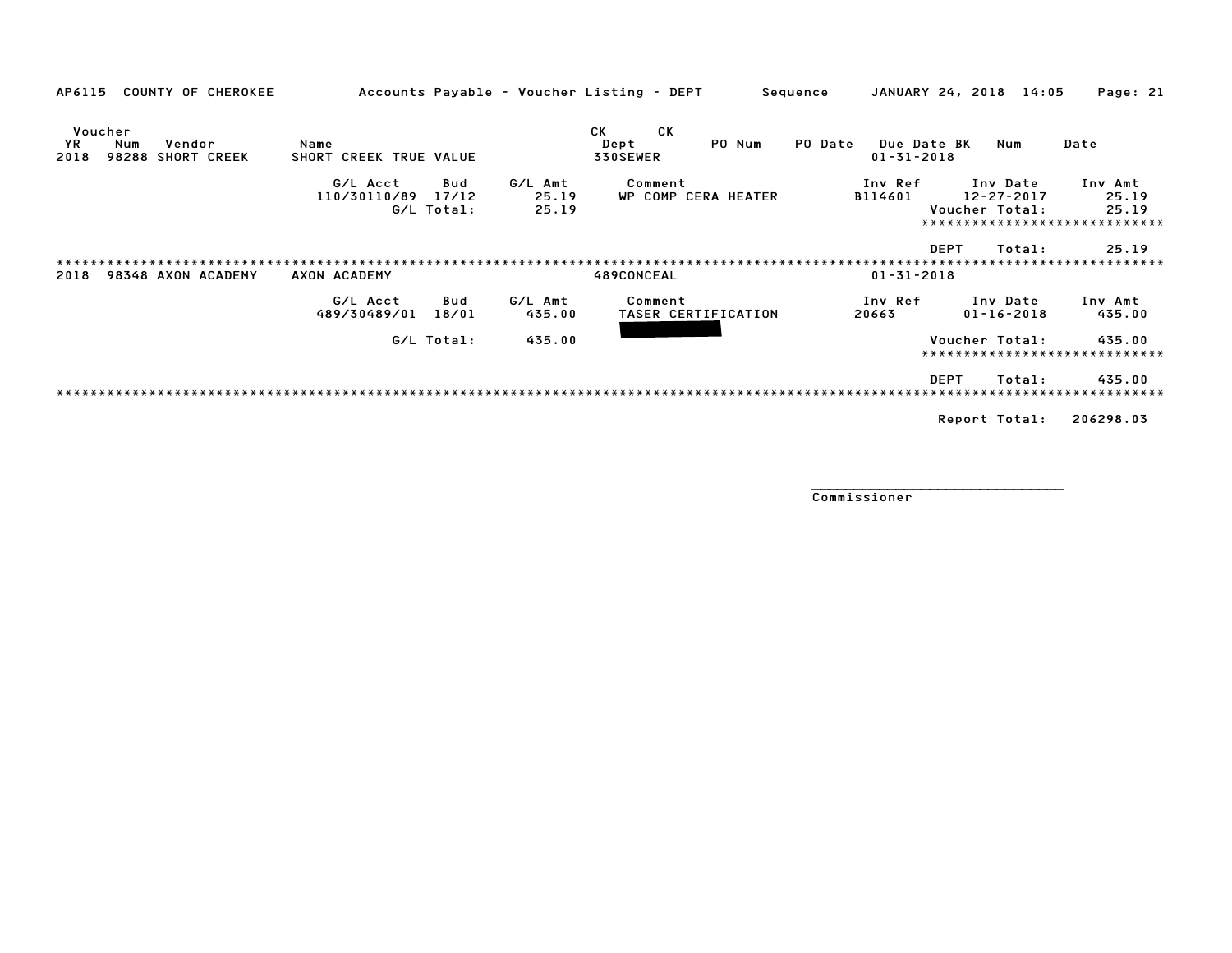AP6115 COUNTY OF CHEROKEE — Accounts Payable - Voucher Listing - DEPT — Sequence — JANUARY 24, 2018 14:05

| Voucher YR | Num | Vendor | Name | CK Dept | CK | PO Num | PO Date | Due Date | BK | Num | Date |
|---|---|---|---|---|---|---|---|---|---|---|---|
| 2018 | 98288 | SHORT CREEK | SHORT CREEK TRUE VALUE | 330SEWER | | | | 01-31-2018 | | | |

| G/L Acct | Bud | G/L Amt | Comment | Inv Ref | Inv Date | Inv Amt |
|---|---|---|---|---|---|---|
| 110/30110/89 | 17/12 | 25.19 | WP COMP CERA HEATER | B114601 | 12-27-2017 | 25.19 |
| | G/L Total: | 25.19 | | | Voucher Total: | 25.19 |

DEPT Total: 25.19

| Voucher YR | Num | Vendor | Name | CK Dept | CK | PO Num | PO Date | Due Date | BK | Num | Date |
|---|---|---|---|---|---|---|---|---|---|---|---|
| 2018 | 98348 | AXON ACADEMY | AXON ACADEMY | 489CONCEAL | | | | 01-31-2018 | | | |

| G/L Acct | Bud | G/L Amt | Comment | Inv Ref | Inv Date | Inv Amt |
|---|---|---|---|---|---|---|
| 489/30489/01 | 18/01 | 435.00 | TASER CERTIFICATION | 20663 | 01-16-2018 | 435.00 |
| | G/L Total: | 435.00 | | | Voucher Total: | 435.00 |

DEPT Total: 435.00

Report Total: 206298.03

_______________________________
Commissioner